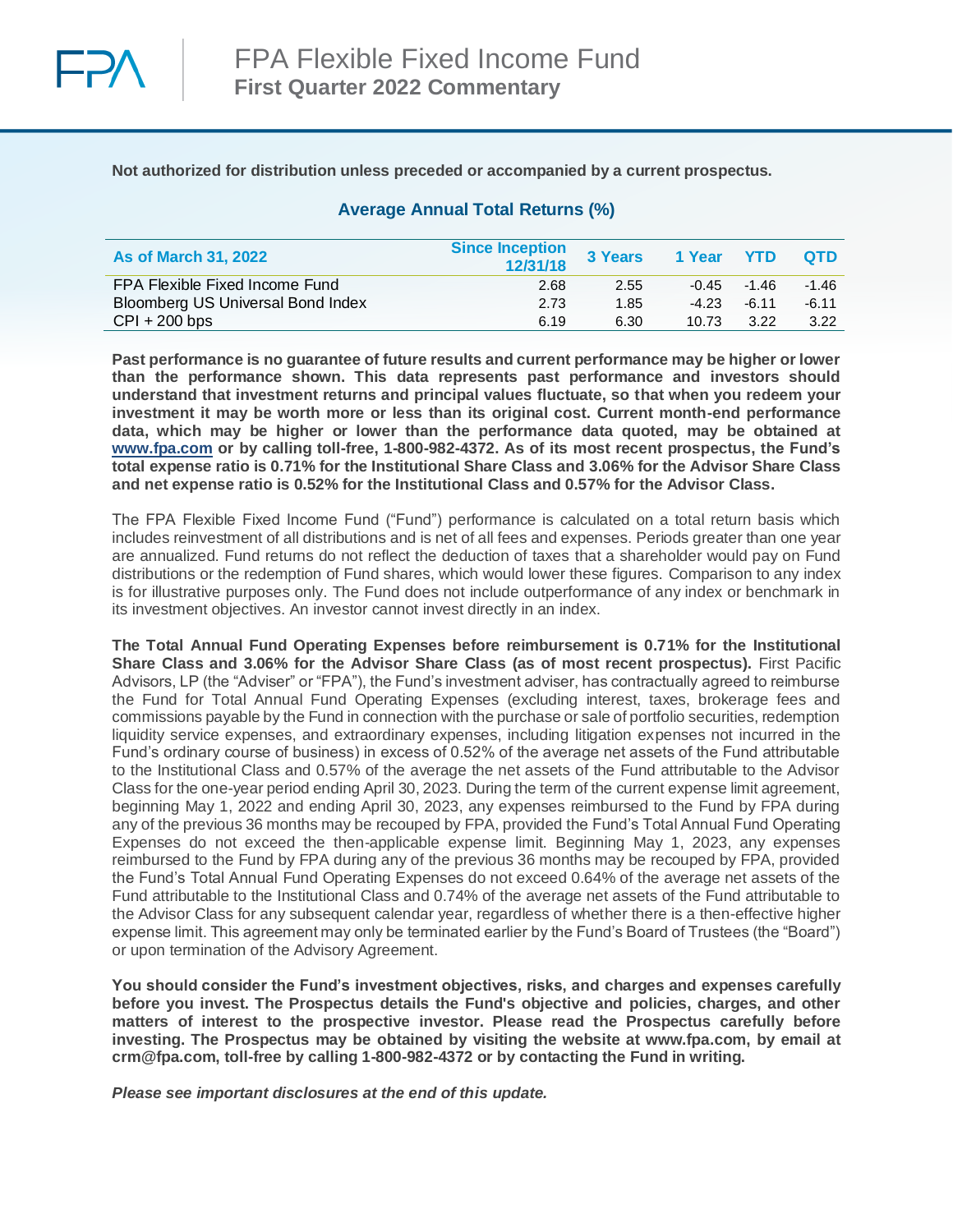# FPA Flexible Fixed Income Fund

## First Quarter 2022 Commentary

**Not authorized for distribution unless preceded or accompanied by a current prospectus.**

### Average Annual Total Returns (%)

| As of March 31, 2022 | Since Inception 12/31/18 | 3 Years | 1 Year | YTD | QTD |
|---|---|---|---|---|---|
| FPA Flexible Fixed Income Fund | 2.68 | 2.55 | -0.45 | -1.46 | -1.46 |
| Bloomberg US Universal Bond Index | 2.73 | 1.85 | -4.23 | -6.11 | -6.11 |
| CPI + 200 bps | 6.19 | 6.30 | 10.73 | 3.22 | 3.22 |

**Past performance is no guarantee of future results and current performance may be higher or lower than the performance shown. This data represents past performance and investors should understand that investment returns and principal values fluctuate, so that when you redeem your investment it may be worth more or less than its original cost. Current month-end performance data, which may be higher or lower than the performance data quoted, may be obtained at www.fpa.com or by calling toll-free, 1-800-982-4372. As of its most recent prospectus, the Fund's total expense ratio is 0.71% for the Institutional Share Class and 3.06% for the Advisor Share Class and net expense ratio is 0.52% for the Institutional Class and 0.57% for the Advisor Class.**

The FPA Flexible Fixed Income Fund ("Fund") performance is calculated on a total return basis which includes reinvestment of all distributions and is net of all fees and expenses. Periods greater than one year are annualized. Fund returns do not reflect the deduction of taxes that a shareholder would pay on Fund distributions or the redemption of Fund shares, which would lower these figures. Comparison to any index is for illustrative purposes only. The Fund does not include outperformance of any index or benchmark in its investment objectives. An investor cannot invest directly in an index.

**The Total Annual Fund Operating Expenses before reimbursement is 0.71% for the Institutional Share Class and 3.06% for the Advisor Share Class (as of most recent prospectus).** First Pacific Advisors, LP (the "Adviser" or "FPA"), the Fund's investment adviser, has contractually agreed to reimburse the Fund for Total Annual Fund Operating Expenses (excluding interest, taxes, brokerage fees and commissions payable by the Fund in connection with the purchase or sale of portfolio securities, redemption liquidity service expenses, and extraordinary expenses, including litigation expenses not incurred in the Fund's ordinary course of business) in excess of 0.52% of the average net assets of the Fund attributable to the Institutional Class and 0.57% of the average the net assets of the Fund attributable to the Advisor Class for the one-year period ending April 30, 2023. During the term of the current expense limit agreement, beginning May 1, 2022 and ending April 30, 2023, any expenses reimbursed to the Fund by FPA during any of the previous 36 months may be recouped by FPA, provided the Fund's Total Annual Fund Operating Expenses do not exceed the then-applicable expense limit. Beginning May 1, 2023, any expenses reimbursed to the Fund by FPA during any of the previous 36 months may be recouped by FPA, provided the Fund's Total Annual Fund Operating Expenses do not exceed 0.64% of the average net assets of the Fund attributable to the Institutional Class and 0.74% of the average net assets of the Fund attributable to the Advisor Class for any subsequent calendar year, regardless of whether there is a then-effective higher expense limit. This agreement may only be terminated earlier by the Fund's Board of Trustees (the "Board") or upon termination of the Advisory Agreement.

**You should consider the Fund's investment objectives, risks, and charges and expenses carefully before you invest. The Prospectus details the Fund's objective and policies, charges, and other matters of interest to the prospective investor. Please read the Prospectus carefully before investing. The Prospectus may be obtained by visiting the website at www.fpa.com, by email at crm@fpa.com, toll-free by calling 1-800-982-4372 or by contacting the Fund in writing.**

***Please see important disclosures at the end of this update.***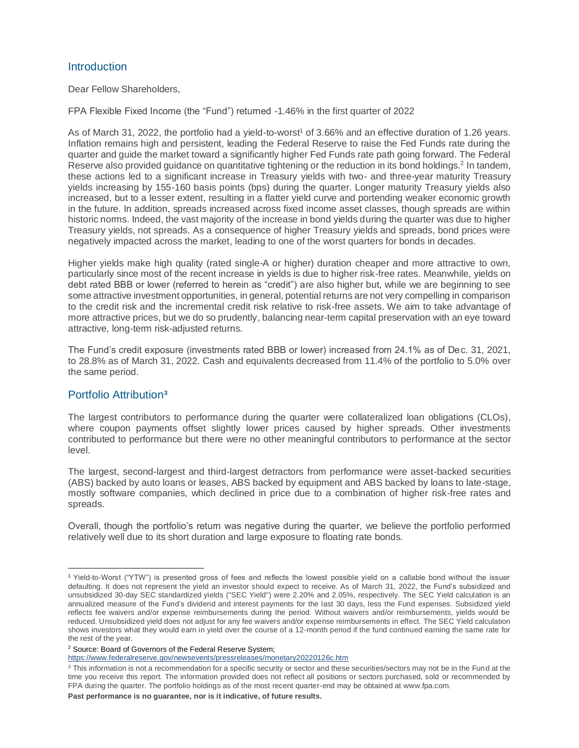## Introduction

Dear Fellow Shareholders,

FPA Flexible Fixed Income (the "Fund") returned -1.46% in the first quarter of 2022

As of March 31, 2022, the portfolio had a yield-to-worst[1] of 3.66% and an effective duration of 1.26 years. Inflation remains high and persistent, leading the Federal Reserve to raise the Fed Funds rate during the quarter and guide the market toward a significantly higher Fed Funds rate path going forward. The Federal Reserve also provided guidance on quantitative tightening or the reduction in its bond holdings.[2] In tandem, these actions led to a significant increase in Treasury yields with two- and three-year maturity Treasury yields increasing by 155-160 basis points (bps) during the quarter. Longer maturity Treasury yields also increased, but to a lesser extent, resulting in a flatter yield curve and portending weaker economic growth in the future. In addition, spreads increased across fixed income asset classes, though spreads are within historic norms. Indeed, the vast majority of the increase in bond yields during the quarter was due to higher Treasury yields, not spreads. As a consequence of higher Treasury yields and spreads, bond prices were negatively impacted across the market, leading to one of the worst quarters for bonds in decades.

Higher yields make high quality (rated single-A or higher) duration cheaper and more attractive to own, particularly since most of the recent increase in yields is due to higher risk-free rates. Meanwhile, yields on debt rated BBB or lower (referred to herein as "credit") are also higher but, while we are beginning to see some attractive investment opportunities, in general, potential returns are not very compelling in comparison to the credit risk and the incremental credit risk relative to risk-free assets. We aim to take advantage of more attractive prices, but we do so prudently, balancing near-term capital preservation with an eye toward attractive, long-term risk-adjusted returns.

The Fund's credit exposure (investments rated BBB or lower) increased from 24.1% as of Dec. 31, 2021, to 28.8% as of March 31, 2022. Cash and equivalents decreased from 11.4% of the portfolio to 5.0% over the same period.

## Portfolio Attribution[3]

The largest contributors to performance during the quarter were collateralized loan obligations (CLOs), where coupon payments offset slightly lower prices caused by higher spreads. Other investments contributed to performance but there were no other meaningful contributors to performance at the sector level.

The largest, second-largest and third-largest detractors from performance were asset-backed securities (ABS) backed by auto loans or leases, ABS backed by equipment and ABS backed by loans to late-stage, mostly software companies, which declined in price due to a combination of higher risk-free rates and spreads.

Overall, though the portfolio's return was negative during the quarter, we believe the portfolio performed relatively well due to its short duration and large exposure to floating rate bonds.

---

[1] Yield-to-Worst ("YTW") is presented gross of fees and reflects the lowest possible yield on a callable bond without the issuer defaulting. It does not represent the yield an investor should expect to receive. As of March 31, 2022, the Fund's subsidized and unsubsidized 30-day SEC standardized yields ("SEC Yield") were 2.20% and 2.05%, respectively. The SEC Yield calculation is an annualized measure of the Fund's dividend and interest payments for the last 30 days, less the Fund expenses. Subsidized yield reflects fee waivers and/or expense reimbursements during the period. Without waivers and/or reimbursements, yields would be reduced. Unsubsidized yield does not adjust for any fee waivers and/or expense reimbursements in effect. The SEC Yield calculation shows investors what they would earn in yield over the course of a 12-month period if the fund continued earning the same rate for the rest of the year.

[2] Source: Board of Governors of the Federal Reserve System; https://www.federalreserve.gov/newsevents/pressreleases/monetary20220126c.htm

[3] This information is not a recommendation for a specific security or sector and these securities/sectors may not be in the Fund at the time you receive this report. The information provided does not reflect all positions or sectors purchased, sold or recommended by FPA during the quarter. The portfolio holdings as of the most recent quarter-end may be obtained at www.fpa.com.

**Past performance is no guarantee, nor is it indicative, of future results.**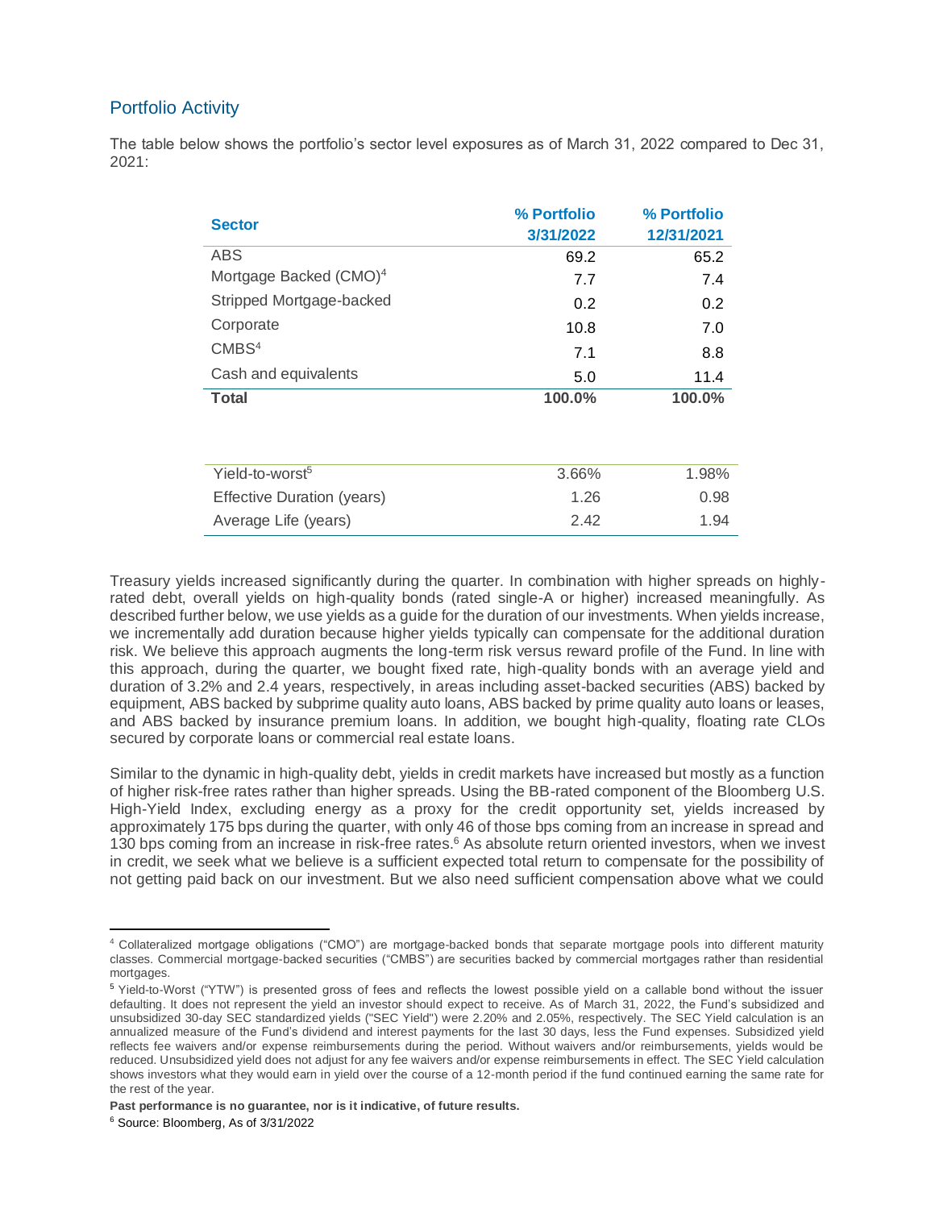## Portfolio Activity

The table below shows the portfolio's sector level exposures as of March 31, 2022 compared to Dec 31, 2021:

| Sector | % Portfolio 3/31/2022 | % Portfolio 12/31/2021 |
|---|---|---|
| ABS | 69.2 | 65.2 |
| Mortgage Backed (CMO)[4] | 7.7 | 7.4 |
| Stripped Mortgage-backed | 0.2 | 0.2 |
| Corporate | 10.8 | 7.0 |
| CMBS[4] | 7.1 | 8.8 |
| Cash and equivalents | 5.0 | 11.4 |
| **Total** | **100.0%** | **100.0%** |

| | | |
|---|---|---|
| Yield-to-worst[5] | 3.66% | 1.98% |
| Effective Duration (years) | 1.26 | 0.98 |
| Average Life (years) | 2.42 | 1.94 |

Treasury yields increased significantly during the quarter. In combination with higher spreads on highly-rated debt, overall yields on high-quality bonds (rated single-A or higher) increased meaningfully. As described further below, we use yields as a guide for the duration of our investments. When yields increase, we incrementally add duration because higher yields typically can compensate for the additional duration risk. We believe this approach augments the long-term risk versus reward profile of the Fund. In line with this approach, during the quarter, we bought fixed rate, high-quality bonds with an average yield and duration of 3.2% and 2.4 years, respectively, in areas including asset-backed securities (ABS) backed by equipment, ABS backed by subprime quality auto loans, ABS backed by prime quality auto loans or leases, and ABS backed by insurance premium loans. In addition, we bought high-quality, floating rate CLOs secured by corporate loans or commercial real estate loans.

Similar to the dynamic in high-quality debt, yields in credit markets have increased but mostly as a function of higher risk-free rates rather than higher spreads. Using the BB-rated component of the Bloomberg U.S. High-Yield Index, excluding energy as a proxy for the credit opportunity set, yields increased by approximately 175 bps during the quarter, with only 46 of those bps coming from an increase in spread and 130 bps coming from an increase in risk-free rates.[6] As absolute return oriented investors, when we invest in credit, we seek what we believe is a sufficient expected total return to compensate for the possibility of not getting paid back on our investment. But we also need sufficient compensation above what we could

---

[4] Collateralized mortgage obligations ("CMO") are mortgage-backed bonds that separate mortgage pools into different maturity classes. Commercial mortgage-backed securities ("CMBS") are securities backed by commercial mortgages rather than residential mortgages.

[5] Yield-to-Worst ("YTW") is presented gross of fees and reflects the lowest possible yield on a callable bond without the issuer defaulting. It does not represent the yield an investor should expect to receive. As of March 31, 2022, the Fund's subsidized and unsubsidized 30-day SEC standardized yields ("SEC Yield") were 2.20% and 2.05%, respectively. The SEC Yield calculation is an annualized measure of the Fund's dividend and interest payments for the last 30 days, less the Fund expenses. Subsidized yield reflects fee waivers and/or expense reimbursements during the period. Without waivers and/or reimbursements, yields would be reduced. Unsubsidized yield does not adjust for any fee waivers and/or expense reimbursements in effect. The SEC Yield calculation shows investors what they would earn in yield over the course of a 12-month period if the fund continued earning the same rate for the rest of the year.

**Past performance is no guarantee, nor is it indicative, of future results.**

[6] Source: Bloomberg, As of 3/31/2022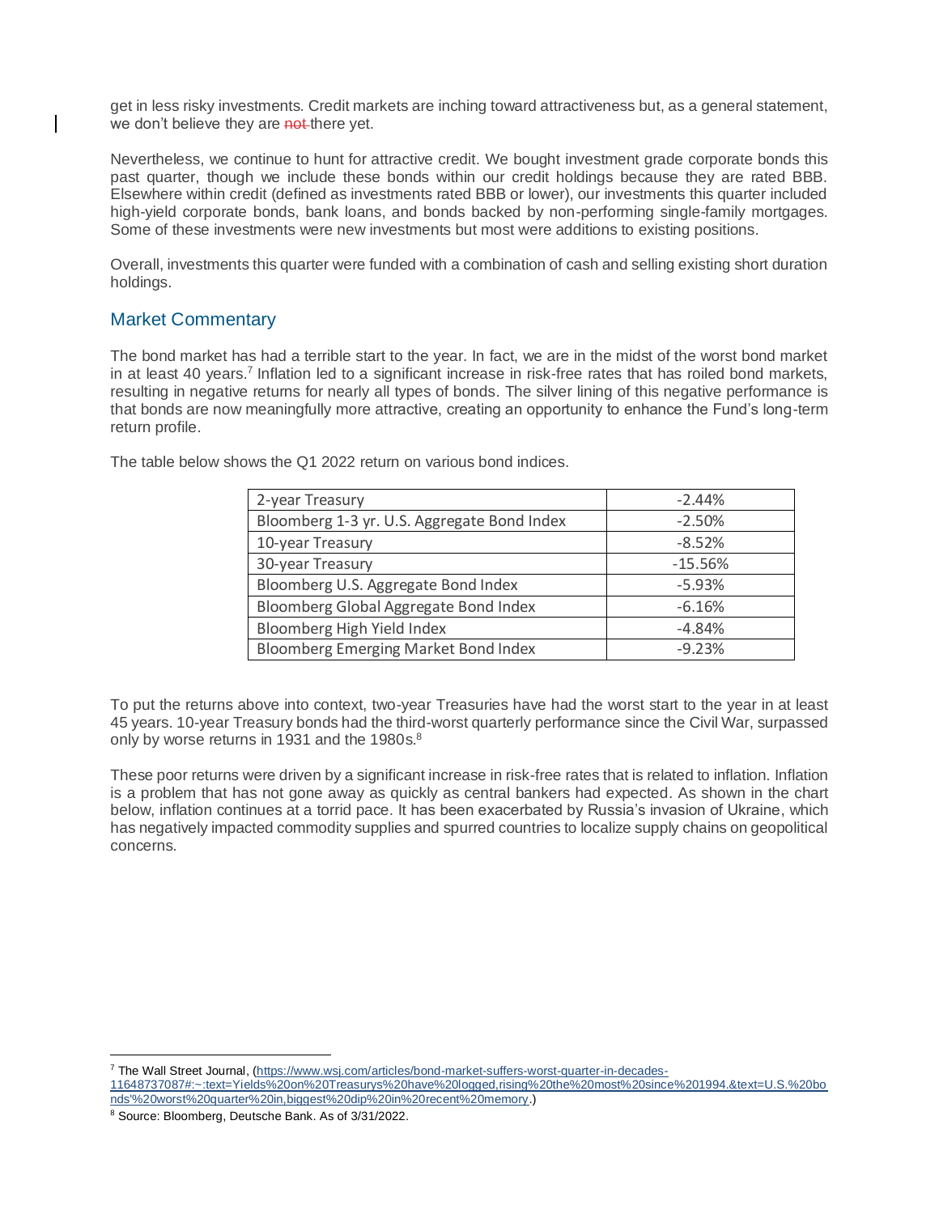get in less risky investments. Credit markets are inching toward attractiveness but, as a general statement, we don't believe they are ~~not~~ there yet.

Nevertheless, we continue to hunt for attractive credit. We bought investment grade corporate bonds this past quarter, though we include these bonds within our credit holdings because they are rated BBB. Elsewhere within credit (defined as investments rated BBB or lower), our investments this quarter included high-yield corporate bonds, bank loans, and bonds backed by non-performing single-family mortgages. Some of these investments were new investments but most were additions to existing positions.

Overall, investments this quarter were funded with a combination of cash and selling existing short duration holdings.

## Market Commentary

The bond market has had a terrible start to the year. In fact, we are in the midst of the worst bond market in at least 40 years.[7] Inflation led to a significant increase in risk-free rates that has roiled bond markets, resulting in negative returns for nearly all types of bonds. The silver lining of this negative performance is that bonds are now meaningfully more attractive, creating an opportunity to enhance the Fund's long-term return profile.

The table below shows the Q1 2022 return on various bond indices.

| Index | Q1 2022 Return |
|---|---|
| 2-year Treasury | -2.44% |
| Bloomberg 1-3 yr. U.S. Aggregate Bond Index | -2.50% |
| 10-year Treasury | -8.52% |
| 30-year Treasury | -15.56% |
| Bloomberg U.S. Aggregate Bond Index | -5.93% |
| Bloomberg Global Aggregate Bond Index | -6.16% |
| Bloomberg High Yield Index | -4.84% |
| Bloomberg Emerging Market Bond Index | -9.23% |

To put the returns above into context, two-year Treasuries have had the worst start to the year in at least 45 years. 10-year Treasury bonds had the third-worst quarterly performance since the Civil War, surpassed only by worse returns in 1931 and the 1980s.[8]

These poor returns were driven by a significant increase in risk-free rates that is related to inflation. Inflation is a problem that has not gone away as quickly as central bankers had expected. As shown in the chart below, inflation continues at a torrid pace. It has been exacerbated by Russia's invasion of Ukraine, which has negatively impacted commodity supplies and spurred countries to localize supply chains on geopolitical concerns.

---

[7] The Wall Street Journal, (https://www.wsj.com/articles/bond-market-suffers-worst-quarter-in-decades-11648737087#:~:text=Yields%20on%20Treasurys%20have%20logged,rising%20the%20most%20since%201994.&text=U.S.%20bonds'%20worst%20quarter%20in,biggest%20dip%20in%20recent%20memory.)

[8] Source: Bloomberg, Deutsche Bank. As of 3/31/2022.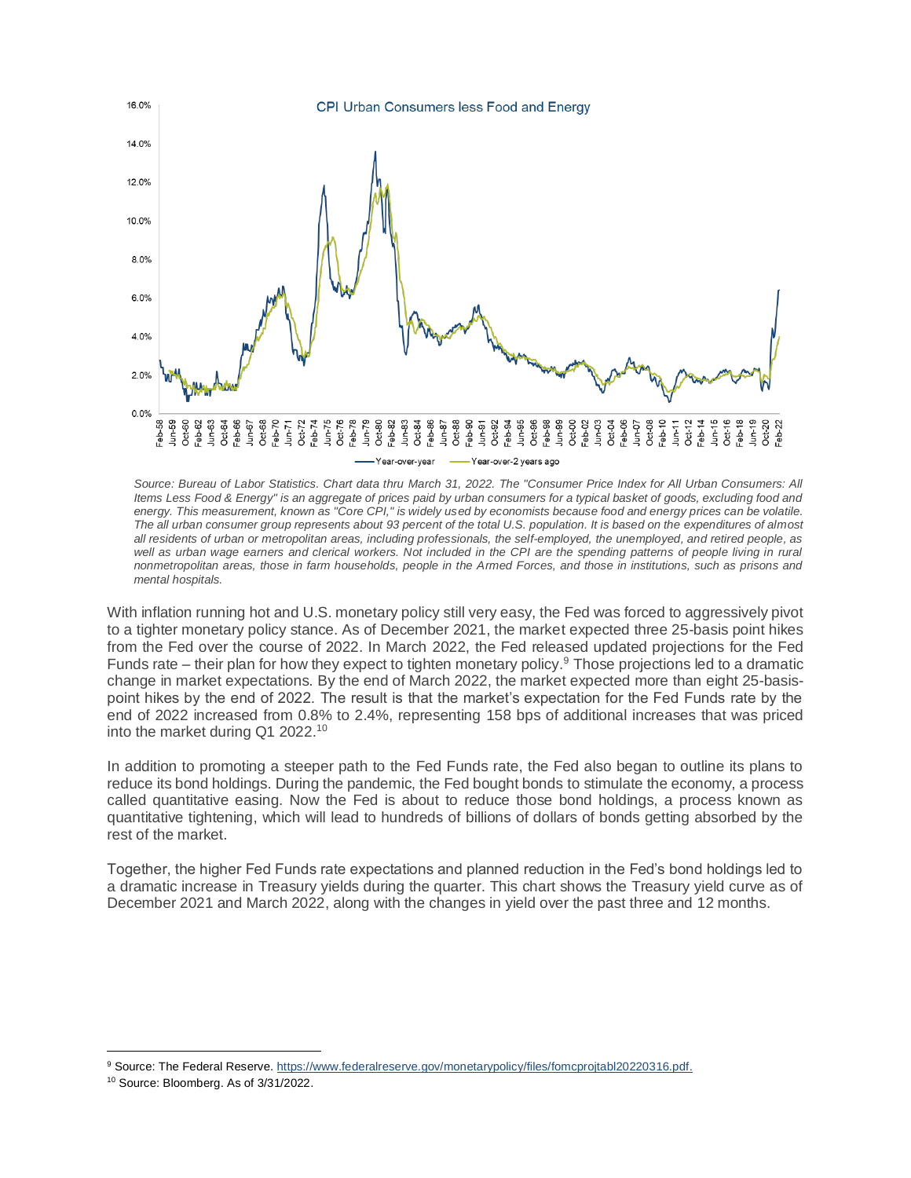CPI Urban Consumers less Food and Energy

*Source: Bureau of Labor Statistics. Chart data thru March 31, 2022. The "Consumer Price Index for All Urban Consumers: All Items Less Food & Energy" is an aggregate of prices paid by urban consumers for a typical basket of goods, excluding food and energy. This measurement, known as "Core CPI," is widely used by economists because food and energy prices can be volatile. The all urban consumer group represents about 93 percent of the total U.S. population. It is based on the expenditures of almost all residents of urban or metropolitan areas, including professionals, the self-employed, the unemployed, and retired people, as well as urban wage earners and clerical workers. Not included in the CPI are the spending patterns of people living in rural nonmetropolitan areas, those in farm households, people in the Armed Forces, and those in institutions, such as prisons and mental hospitals.*

With inflation running hot and U.S. monetary policy still very easy, the Fed was forced to aggressively pivot to a tighter monetary policy stance. As of December 2021, the market expected three 25-basis point hikes from the Fed over the course of 2022. In March 2022, the Fed released updated projections for the Fed Funds rate – their plan for how they expect to tighten monetary policy.[9] Those projections led to a dramatic change in market expectations. By the end of March 2022, the market expected more than eight 25-basis-point hikes by the end of 2022. The result is that the market's expectation for the Fed Funds rate by the end of 2022 increased from 0.8% to 2.4%, representing 158 bps of additional increases that was priced into the market during Q1 2022.[10]

In addition to promoting a steeper path to the Fed Funds rate, the Fed also began to outline its plans to reduce its bond holdings. During the pandemic, the Fed bought bonds to stimulate the economy, a process called quantitative easing. Now the Fed is about to reduce those bond holdings, a process known as quantitative tightening, which will lead to hundreds of billions of dollars of bonds getting absorbed by the rest of the market.

Together, the higher Fed Funds rate expectations and planned reduction in the Fed's bond holdings led to a dramatic increase in Treasury yields during the quarter. This chart shows the Treasury yield curve as of December 2021 and March 2022, along with the changes in yield over the past three and 12 months.

---

[9] Source: The Federal Reserve. https://www.federalreserve.gov/monetarypolicy/files/fomcprojtabl20220316.pdf.

[10] Source: Bloomberg. As of 3/31/2022.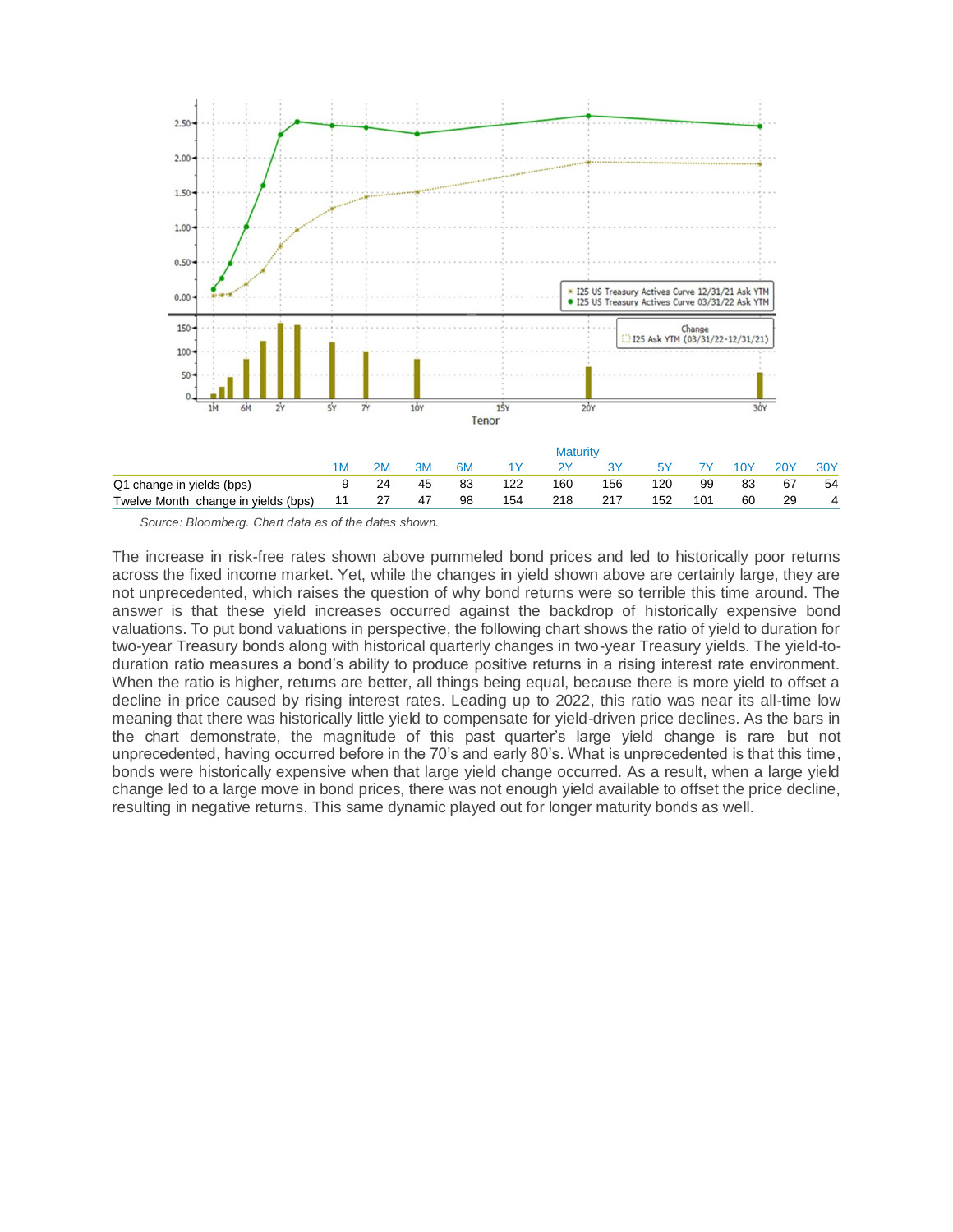| | Maturity | | | | | | | | | | | |
|---|---|---|---|---|---|---|---|---|---|---|---|---|
| | 1M | 2M | 3M | 6M | 1Y | 2Y | 3Y | 5Y | 7Y | 10Y | 20Y | 30Y |
| Q1 change in yields (bps) | 9 | 24 | 45 | 83 | 122 | 160 | 156 | 120 | 99 | 83 | 67 | 54 |
| Twelve Month change in yields (bps) | 11 | 27 | 47 | 98 | 154 | 218 | 217 | 152 | 101 | 60 | 29 | 4 |

*Source: Bloomberg. Chart data as of the dates shown.*

The increase in risk-free rates shown above pummeled bond prices and led to historically poor returns across the fixed income market. Yet, while the changes in yield shown above are certainly large, they are not unprecedented, which raises the question of why bond returns were so terrible this time around. The answer is that these yield increases occurred against the backdrop of historically expensive bond valuations. To put bond valuations in perspective, the following chart shows the ratio of yield to duration for two-year Treasury bonds along with historical quarterly changes in two-year Treasury yields. The yield-to-duration ratio measures a bond's ability to produce positive returns in a rising interest rate environment. When the ratio is higher, returns are better, all things being equal, because there is more yield to offset a decline in price caused by rising interest rates. Leading up to 2022, this ratio was near its all-time low meaning that there was historically little yield to compensate for yield-driven price declines. As the bars in the chart demonstrate, the magnitude of this past quarter's large yield change is rare but not unprecedented, having occurred before in the 70's and early 80's. What is unprecedented is that this time, bonds were historically expensive when that large yield change occurred. As a result, when a large yield change led to a large move in bond prices, there was not enough yield available to offset the price decline, resulting in negative returns. This same dynamic played out for longer maturity bonds as well.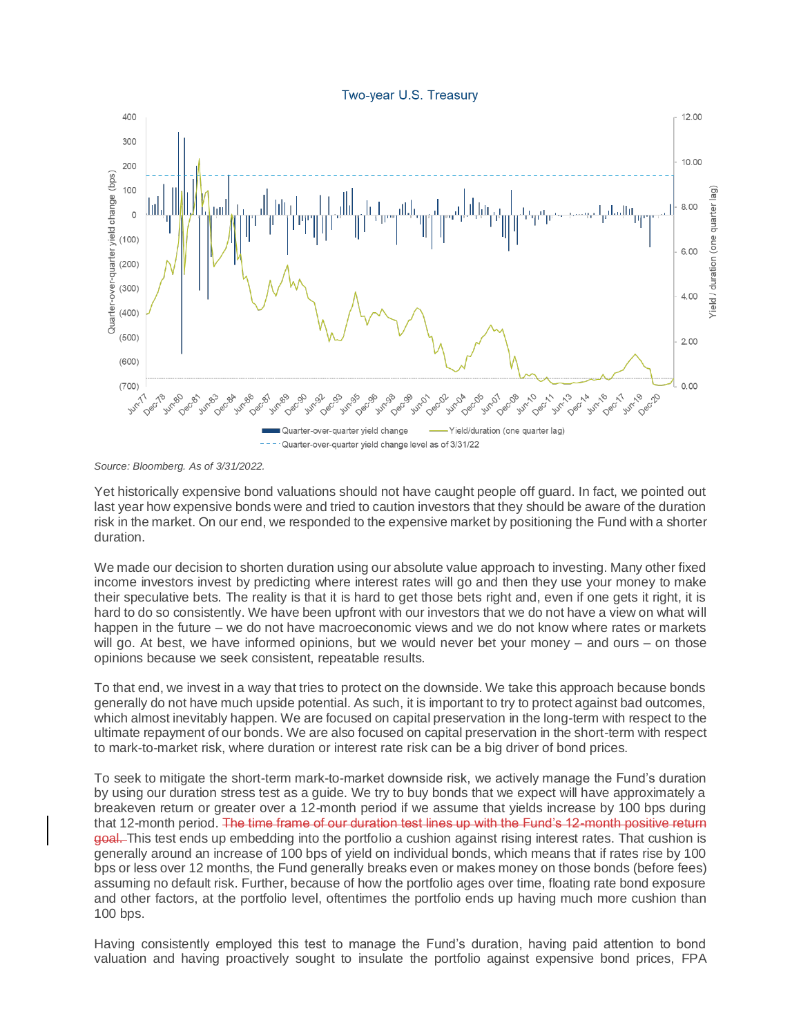**Two-year U.S. Treasury**

*Source: Bloomberg. As of 3/31/2022.*

Yet historically expensive bond valuations should not have caught people off guard. In fact, we pointed out last year how expensive bonds were and tried to caution investors that they should be aware of the duration risk in the market. On our end, we responded to the expensive market by positioning the Fund with a shorter duration.

We made our decision to shorten duration using our absolute value approach to investing. Many other fixed income investors invest by predicting where interest rates will go and then they use your money to make their speculative bets. The reality is that it is hard to get those bets right and, even if one gets it right, it is hard to do so consistently. We have been upfront with our investors that we do not have a view on what will happen in the future – we do not have macroeconomic views and we do not know where rates or markets will go. At best, we have informed opinions, but we would never bet your money – and ours – on those opinions because we seek consistent, repeatable results.

To that end, we invest in a way that tries to protect on the downside. We take this approach because bonds generally do not have much upside potential. As such, it is important to try to protect against bad outcomes, which almost inevitably happen. We are focused on capital preservation in the long-term with respect to the ultimate repayment of our bonds. We are also focused on capital preservation in the short-term with respect to mark-to-market risk, where duration or interest rate risk can be a big driver of bond prices.

To seek to mitigate the short-term mark-to-market downside risk, we actively manage the Fund's duration by using our duration stress test as a guide. We try to buy bonds that we expect will have approximately a breakeven return or greater over a 12-month period if we assume that yields increase by 100 bps during that 12-month period. ~~The time frame of our duration test lines up with the Fund's 12-month positive return goal.~~ This test ends up embedding into the portfolio a cushion against rising interest rates. That cushion is generally around an increase of 100 bps of yield on individual bonds, which means that if rates rise by 100 bps or less over 12 months, the Fund generally breaks even or makes money on those bonds (before fees) assuming no default risk. Further, because of how the portfolio ages over time, floating rate bond exposure and other factors, at the portfolio level, oftentimes the portfolio ends up having much more cushion than 100 bps.

Having consistently employed this test to manage the Fund's duration, having paid attention to bond valuation and having proactively sought to insulate the portfolio against expensive bond prices, FPA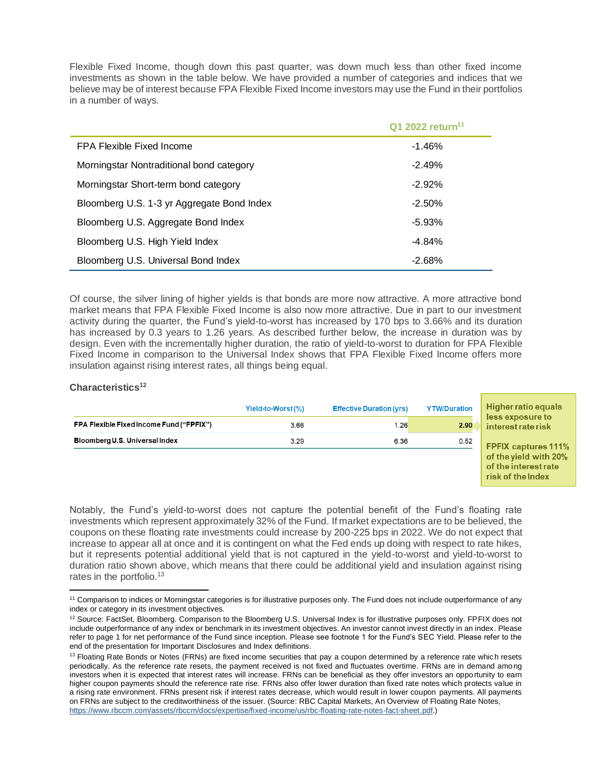Flexible Fixed Income, though down this past quarter, was down much less than other fixed income investments as shown in the table below. We have provided a number of categories and indices that we believe may be of interest because FPA Flexible Fixed Income investors may use the Fund in their portfolios in a number of ways.

| | Q1 2022 return[11] |
|---|---|
| FPA Flexible Fixed Income | -1.46% |
| Morningstar Nontraditional bond category | -2.49% |
| Morningstar Short-term bond category | -2.92% |
| Bloomberg U.S. 1-3 yr Aggregate Bond Index | -2.50% |
| Bloomberg U.S. Aggregate Bond Index | -5.93% |
| Bloomberg U.S. High Yield Index | -4.84% |
| Bloomberg U.S. Universal Bond Index | -2.68% |

Of course, the silver lining of higher yields is that bonds are more now attractive. A more attractive bond market means that FPA Flexible Fixed Income is also now more attractive. Due in part to our investment activity during the quarter, the Fund's yield-to-worst has increased by 170 bps to 3.66% and its duration has increased by 0.3 years to 1.26 years. As described further below, the increase in duration was by design. Even with the incrementally higher duration, the ratio of yield-to-worst to duration for FPA Flexible Fixed Income in comparison to the Universal Index shows that FPA Flexible Fixed Income offers more insulation against rising interest rates, all things being equal.

**Characteristics[12]**

| | Yield-to-Worst (%) | Effective Duration (yrs) | YTW/Duration |
|---|---|---|---|
| **FPA Flexible Fixed Income Fund ("FPFIX")** | 3.66 | 1.26 | **2.90** |
| **Bloomberg U.S. Universal Index** | 3.29 | 6.36 | 0.52 |

**Higher ratio equals less exposure to interest rate risk**

**FPFIX captures 111% of the yield with 20% of the interest rate risk of the Index**

Notably, the Fund's yield-to-worst does not capture the potential benefit of the Fund's floating rate investments which represent approximately 32% of the Fund. If market expectations are to be believed, the coupons on these floating rate investments could increase by 200-225 bps in 2022. We do not expect that increase to appear all at once and it is contingent on what the Fed ends up doing with respect to rate hikes, but it represents potential additional yield that is not captured in the yield-to-worst and yield-to-worst to duration ratio shown above, which means that there could be additional yield and insulation against rising rates in the portfolio.[13]

---

[11] Comparison to indices or Morningstar categories is for illustrative purposes only. The Fund does not include outperformance of any index or category in its investment objectives.

[12] Source: FactSet, Bloomberg. Comparison to the Bloomberg U.S. Universal Index is for illustrative purposes only. FPFIX does not include outperformance of any index or benchmark in its investment objectives. An investor cannot invest directly in an index. Please refer to page 1 for net performance of the Fund since inception. Please see footnote 1 for the Fund's SEC Yield. Please refer to the end of the presentation for Important Disclosures and Index definitions.

[13] Floating Rate Bonds or Notes (FRNs) are fixed income securities that pay a coupon determined by a reference rate which resets periodically. As the reference rate resets, the payment received is not fixed and fluctuates overtime. FRNs are in demand among investors when it is expected that interest rates will increase. FRNs can be beneficial as they offer investors an opportunity to earn higher coupon payments should the reference rate rise. FRNs also offer lower duration than fixed rate notes which protects value in a rising rate environment. FRNs present risk if interest rates decrease, which would result in lower coupon payments. All payments on FRNs are subject to the creditworthiness of the issuer. (Source: RBC Capital Markets, An Overview of Floating Rate Notes, https://www.rbccm.com/assets/rbccm/docs/expertise/fixed-income/us/rbc-floating-rate-notes-fact-sheet.pdf.)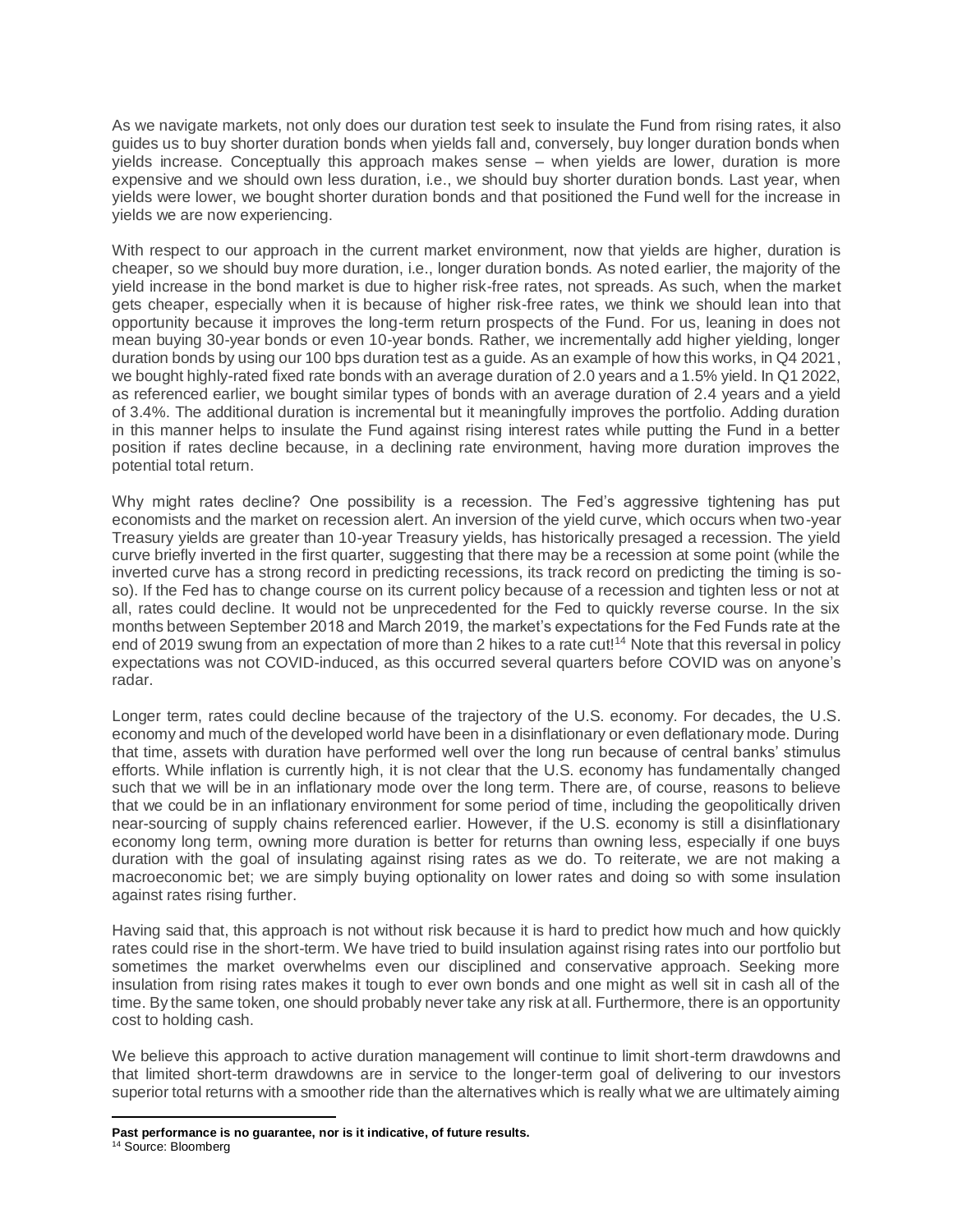As we navigate markets, not only does our duration test seek to insulate the Fund from rising rates, it also guides us to buy shorter duration bonds when yields fall and, conversely, buy longer duration bonds when yields increase. Conceptually this approach makes sense – when yields are lower, duration is more expensive and we should own less duration, i.e., we should buy shorter duration bonds. Last year, when yields were lower, we bought shorter duration bonds and that positioned the Fund well for the increase in yields we are now experiencing.

With respect to our approach in the current market environment, now that yields are higher, duration is cheaper, so we should buy more duration, i.e., longer duration bonds. As noted earlier, the majority of the yield increase in the bond market is due to higher risk-free rates, not spreads. As such, when the market gets cheaper, especially when it is because of higher risk-free rates, we think we should lean into that opportunity because it improves the long-term return prospects of the Fund. For us, leaning in does not mean buying 30-year bonds or even 10-year bonds. Rather, we incrementally add higher yielding, longer duration bonds by using our 100 bps duration test as a guide. As an example of how this works, in Q4 2021, we bought highly-rated fixed rate bonds with an average duration of 2.0 years and a 1.5% yield. In Q1 2022, as referenced earlier, we bought similar types of bonds with an average duration of 2.4 years and a yield of 3.4%. The additional duration is incremental but it meaningfully improves the portfolio. Adding duration in this manner helps to insulate the Fund against rising interest rates while putting the Fund in a better position if rates decline because, in a declining rate environment, having more duration improves the potential total return.

Why might rates decline? One possibility is a recession. The Fed's aggressive tightening has put economists and the market on recession alert. An inversion of the yield curve, which occurs when two-year Treasury yields are greater than 10-year Treasury yields, has historically presaged a recession. The yield curve briefly inverted in the first quarter, suggesting that there may be a recession at some point (while the inverted curve has a strong record in predicting recessions, its track record on predicting the timing is so-so). If the Fed has to change course on its current policy because of a recession and tighten less or not at all, rates could decline. It would not be unprecedented for the Fed to quickly reverse course. In the six months between September 2018 and March 2019, the market's expectations for the Fed Funds rate at the end of 2019 swung from an expectation of more than 2 hikes to a rate cut![14] Note that this reversal in policy expectations was not COVID-induced, as this occurred several quarters before COVID was on anyone's radar.

Longer term, rates could decline because of the trajectory of the U.S. economy. For decades, the U.S. economy and much of the developed world have been in a disinflationary or even deflationary mode. During that time, assets with duration have performed well over the long run because of central banks' stimulus efforts. While inflation is currently high, it is not clear that the U.S. economy has fundamentally changed such that we will be in an inflationary mode over the long term. There are, of course, reasons to believe that we could be in an inflationary environment for some period of time, including the geopolitically driven near-sourcing of supply chains referenced earlier. However, if the U.S. economy is still a disinflationary economy long term, owning more duration is better for returns than owning less, especially if one buys duration with the goal of insulating against rising rates as we do. To reiterate, we are not making a macroeconomic bet; we are simply buying optionality on lower rates and doing so with some insulation against rates rising further.

Having said that, this approach is not without risk because it is hard to predict how much and how quickly rates could rise in the short-term. We have tried to build insulation against rising rates into our portfolio but sometimes the market overwhelms even our disciplined and conservative approach. Seeking more insulation from rising rates makes it tough to ever own bonds and one might as well sit in cash all of the time. By the same token, one should probably never take any risk at all. Furthermore, there is an opportunity cost to holding cash.

We believe this approach to active duration management will continue to limit short-term drawdowns and that limited short-term drawdowns are in service to the longer-term goal of delivering to our investors superior total returns with a smoother ride than the alternatives which is really what we are ultimately aiming

---

**Past performance is no guarantee, nor is it indicative, of future results.**

[14] Source: Bloomberg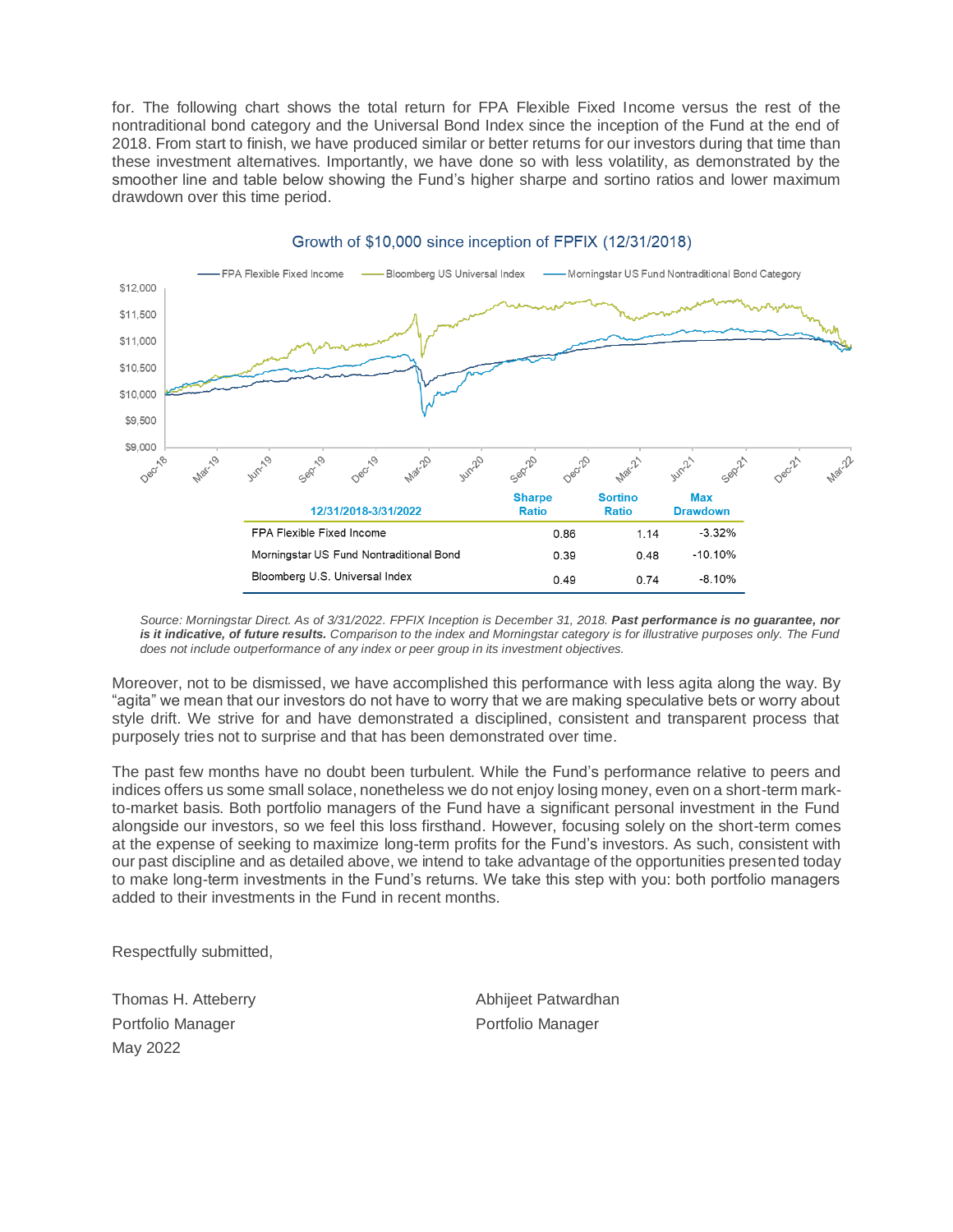for. The following chart shows the total return for FPA Flexible Fixed Income versus the rest of the nontraditional bond category and the Universal Bond Index since the inception of the Fund at the end of 2018. From start to finish, we have produced similar or better returns for our investors during that time than these investment alternatives. Importantly, we have done so with less volatility, as demonstrated by the smoother line and table below showing the Fund's higher sharpe and sortino ratios and lower maximum drawdown over this time period.

Growth of $10,000 since inception of FPFIX (12/31/2018)

| 12/31/2018-3/31/2022 | Sharpe Ratio | Sortino Ratio | Max Drawdown |
|---|---|---|---|
| FPA Flexible Fixed Income | 0.86 | 1.14 | -3.32% |
| Morningstar US Fund Nontraditional Bond | 0.39 | 0.48 | -10.10% |
| Bloomberg U.S. Universal Index | 0.49 | 0.74 | -8.10% |

*Source: Morningstar Direct. As of 3/31/2022. FPFIX Inception is December 31, 2018.* ***Past performance is no guarantee, nor is it indicative, of future results.*** *Comparison to the index and Morningstar category is for illustrative purposes only. The Fund does not include outperformance of any index or peer group in its investment objectives.*

Moreover, not to be dismissed, we have accomplished this performance with less agita along the way. By "agita" we mean that our investors do not have to worry that we are making speculative bets or worry about style drift. We strive for and have demonstrated a disciplined, consistent and transparent process that purposely tries not to surprise and that has been demonstrated over time.

The past few months have no doubt been turbulent. While the Fund's performance relative to peers and indices offers us some small solace, nonetheless we do not enjoy losing money, even on a short-term mark-to-market basis. Both portfolio managers of the Fund have a significant personal investment in the Fund alongside our investors, so we feel this loss firsthand. However, focusing solely on the short-term comes at the expense of seeking to maximize long-term profits for the Fund's investors. As such, consistent with our past discipline and as detailed above, we intend to take advantage of the opportunities presented today to make long-term investments in the Fund's returns. We take this step with you: both portfolio managers added to their investments in the Fund in recent months.

Respectfully submitted,

Thomas H. Atteberry
Portfolio Manager
May 2022

Abhijeet Patwardhan
Portfolio Manager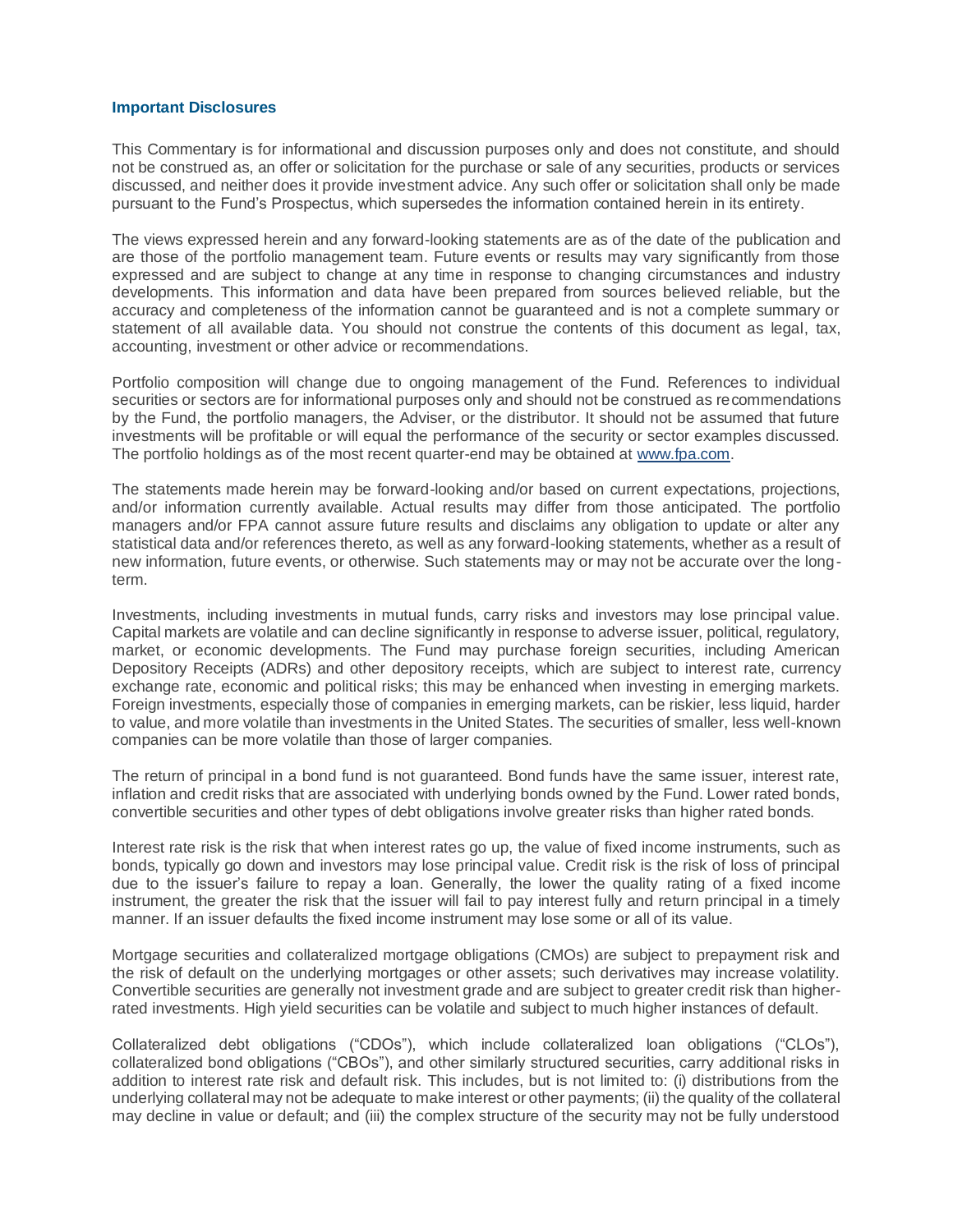### Important Disclosures

This Commentary is for informational and discussion purposes only and does not constitute, and should not be construed as, an offer or solicitation for the purchase or sale of any securities, products or services discussed, and neither does it provide investment advice. Any such offer or solicitation shall only be made pursuant to the Fund's Prospectus, which supersedes the information contained herein in its entirety.

The views expressed herein and any forward-looking statements are as of the date of the publication and are those of the portfolio management team. Future events or results may vary significantly from those expressed and are subject to change at any time in response to changing circumstances and industry developments. This information and data have been prepared from sources believed reliable, but the accuracy and completeness of the information cannot be guaranteed and is not a complete summary or statement of all available data. You should not construe the contents of this document as legal, tax, accounting, investment or other advice or recommendations.

Portfolio composition will change due to ongoing management of the Fund. References to individual securities or sectors are for informational purposes only and should not be construed as recommendations by the Fund, the portfolio managers, the Adviser, or the distributor. It should not be assumed that future investments will be profitable or will equal the performance of the security or sector examples discussed. The portfolio holdings as of the most recent quarter-end may be obtained at [www.fpa.com](http://www.fpa.com).

The statements made herein may be forward-looking and/or based on current expectations, projections, and/or information currently available. Actual results may differ from those anticipated. The portfolio managers and/or FPA cannot assure future results and disclaims any obligation to update or alter any statistical data and/or references thereto, as well as any forward-looking statements, whether as a result of new information, future events, or otherwise. Such statements may or may not be accurate over the long-term.

Investments, including investments in mutual funds, carry risks and investors may lose principal value. Capital markets are volatile and can decline significantly in response to adverse issuer, political, regulatory, market, or economic developments. The Fund may purchase foreign securities, including American Depository Receipts (ADRs) and other depository receipts, which are subject to interest rate, currency exchange rate, economic and political risks; this may be enhanced when investing in emerging markets. Foreign investments, especially those of companies in emerging markets, can be riskier, less liquid, harder to value, and more volatile than investments in the United States. The securities of smaller, less well-known companies can be more volatile than those of larger companies.

The return of principal in a bond fund is not guaranteed. Bond funds have the same issuer, interest rate, inflation and credit risks that are associated with underlying bonds owned by the Fund. Lower rated bonds, convertible securities and other types of debt obligations involve greater risks than higher rated bonds.

Interest rate risk is the risk that when interest rates go up, the value of fixed income instruments, such as bonds, typically go down and investors may lose principal value. Credit risk is the risk of loss of principal due to the issuer's failure to repay a loan. Generally, the lower the quality rating of a fixed income instrument, the greater the risk that the issuer will fail to pay interest fully and return principal in a timely manner. If an issuer defaults the fixed income instrument may lose some or all of its value.

Mortgage securities and collateralized mortgage obligations (CMOs) are subject to prepayment risk and the risk of default on the underlying mortgages or other assets; such derivatives may increase volatility. Convertible securities are generally not investment grade and are subject to greater credit risk than higher-rated investments. High yield securities can be volatile and subject to much higher instances of default.

Collateralized debt obligations ("CDOs"), which include collateralized loan obligations ("CLOs"), collateralized bond obligations ("CBOs"), and other similarly structured securities, carry additional risks in addition to interest rate risk and default risk. This includes, but is not limited to: (i) distributions from the underlying collateral may not be adequate to make interest or other payments; (ii) the quality of the collateral may decline in value or default; and (iii) the complex structure of the security may not be fully understood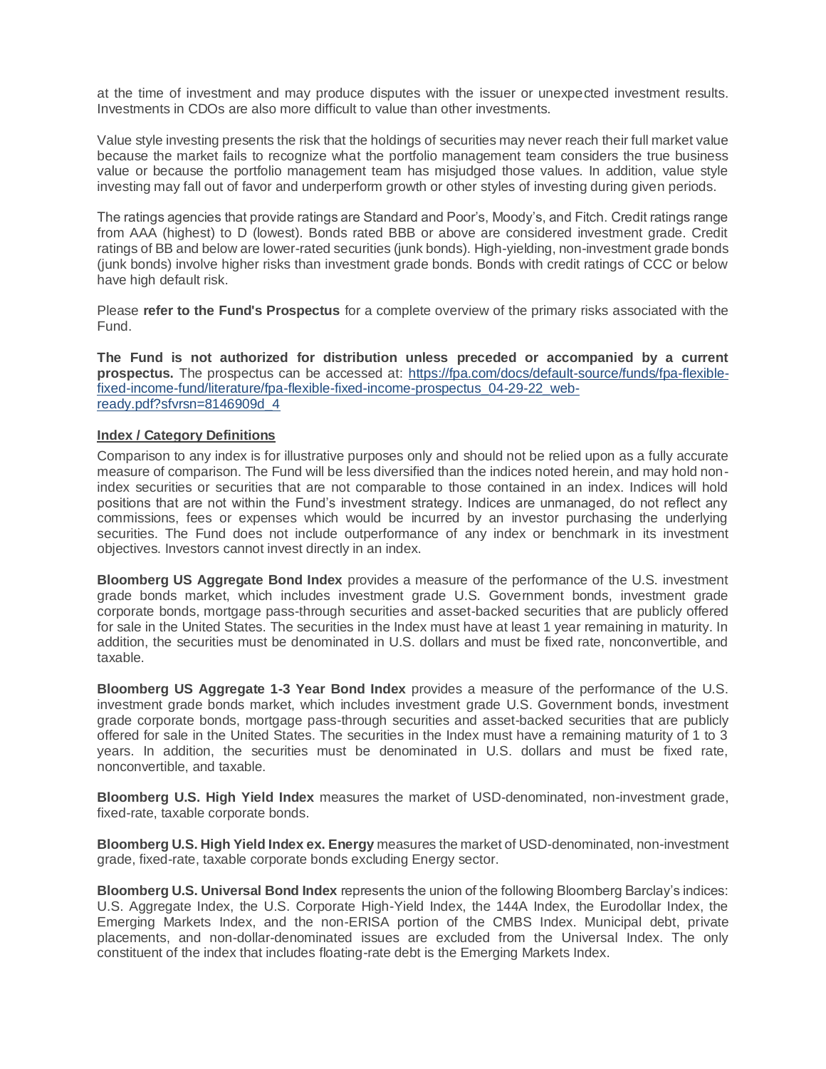at the time of investment and may produce disputes with the issuer or unexpected investment results. Investments in CDOs are also more difficult to value than other investments.

Value style investing presents the risk that the holdings of securities may never reach their full market value because the market fails to recognize what the portfolio management team considers the true business value or because the portfolio management team has misjudged those values. In addition, value style investing may fall out of favor and underperform growth or other styles of investing during given periods.

The ratings agencies that provide ratings are Standard and Poor's, Moody's, and Fitch. Credit ratings range from AAA (highest) to D (lowest). Bonds rated BBB or above are considered investment grade. Credit ratings of BB and below are lower-rated securities (junk bonds). High-yielding, non-investment grade bonds (junk bonds) involve higher risks than investment grade bonds. Bonds with credit ratings of CCC or below have high default risk.

Please **refer to the Fund's Prospectus** for a complete overview of the primary risks associated with the Fund.

**The Fund is not authorized for distribution unless preceded or accompanied by a current prospectus.** The prospectus can be accessed at: [https://fpa.com/docs/default-source/funds/fpa-flexible-fixed-income-fund/literature/fpa-flexible-fixed-income-prospectus_04-29-22_web-ready.pdf?sfvrsn=8146909d_4](https://fpa.com/docs/default-source/funds/fpa-flexible-fixed-income-fund/literature/fpa-flexible-fixed-income-prospectus_04-29-22_web-ready.pdf?sfvrsn=8146909d_4)

**Index / Category Definitions**

Comparison to any index is for illustrative purposes only and should not be relied upon as a fully accurate measure of comparison. The Fund will be less diversified than the indices noted herein, and may hold non-index securities or securities that are not comparable to those contained in an index. Indices will hold positions that are not within the Fund's investment strategy. Indices are unmanaged, do not reflect any commissions, fees or expenses which would be incurred by an investor purchasing the underlying securities. The Fund does not include outperformance of any index or benchmark in its investment objectives. Investors cannot invest directly in an index.

**Bloomberg US Aggregate Bond Index** provides a measure of the performance of the U.S. investment grade bonds market, which includes investment grade U.S. Government bonds, investment grade corporate bonds, mortgage pass-through securities and asset-backed securities that are publicly offered for sale in the United States. The securities in the Index must have at least 1 year remaining in maturity. In addition, the securities must be denominated in U.S. dollars and must be fixed rate, nonconvertible, and taxable.

**Bloomberg US Aggregate 1-3 Year Bond Index** provides a measure of the performance of the U.S. investment grade bonds market, which includes investment grade U.S. Government bonds, investment grade corporate bonds, mortgage pass-through securities and asset-backed securities that are publicly offered for sale in the United States. The securities in the Index must have a remaining maturity of 1 to 3 years. In addition, the securities must be denominated in U.S. dollars and must be fixed rate, nonconvertible, and taxable.

**Bloomberg U.S. High Yield Index** measures the market of USD-denominated, non-investment grade, fixed-rate, taxable corporate bonds.

**Bloomberg U.S. High Yield Index ex. Energy** measures the market of USD-denominated, non-investment grade, fixed-rate, taxable corporate bonds excluding Energy sector.

**Bloomberg U.S. Universal Bond Index** represents the union of the following Bloomberg Barclay's indices: U.S. Aggregate Index, the U.S. Corporate High-Yield Index, the 144A Index, the Eurodollar Index, the Emerging Markets Index, and the non-ERISA portion of the CMBS Index. Municipal debt, private placements, and non-dollar-denominated issues are excluded from the Universal Index. The only constituent of the index that includes floating-rate debt is the Emerging Markets Index.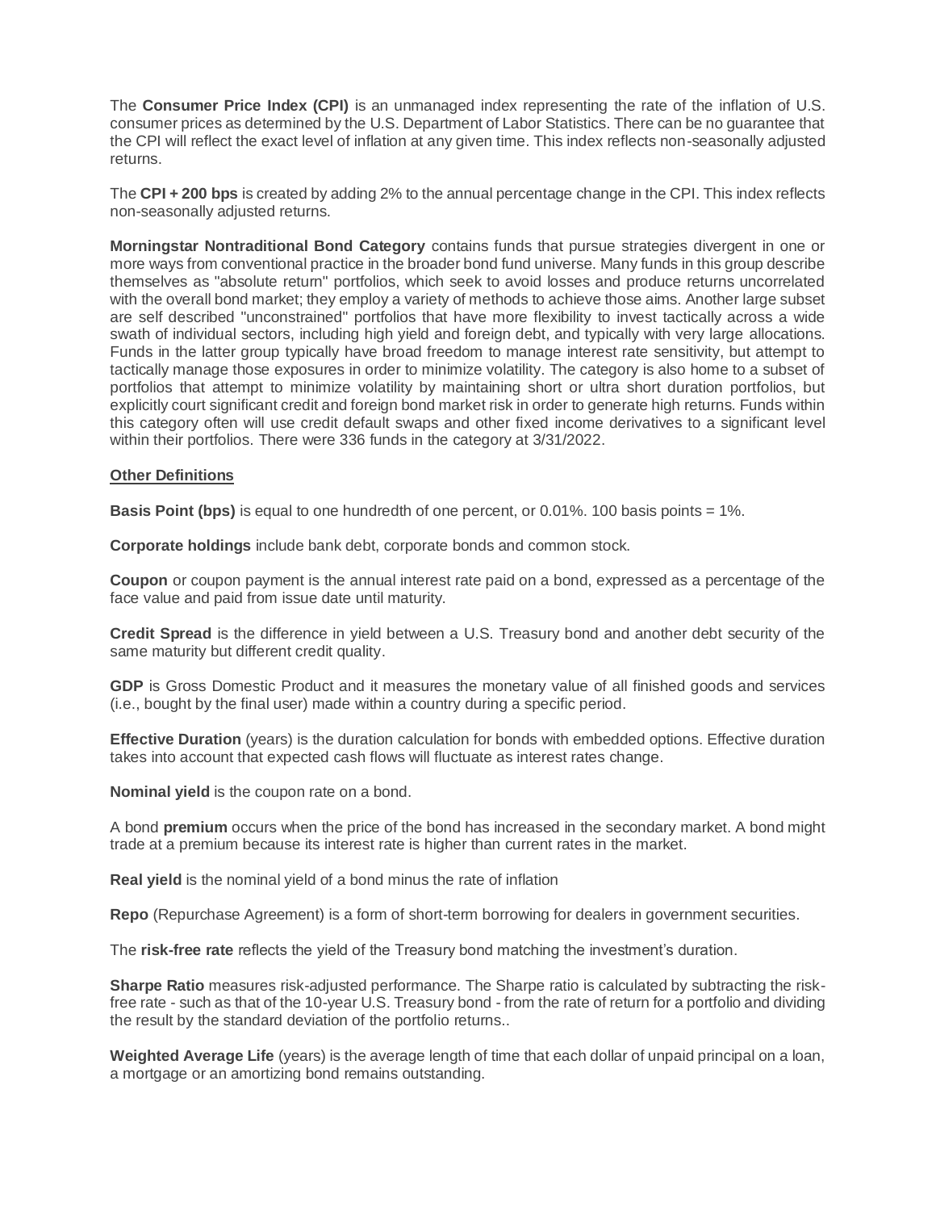The **Consumer Price Index (CPI)** is an unmanaged index representing the rate of the inflation of U.S. consumer prices as determined by the U.S. Department of Labor Statistics. There can be no guarantee that the CPI will reflect the exact level of inflation at any given time. This index reflects non-seasonally adjusted returns.

The **CPI + 200 bps** is created by adding 2% to the annual percentage change in the CPI. This index reflects non-seasonally adjusted returns.

**Morningstar Nontraditional Bond Category** contains funds that pursue strategies divergent in one or more ways from conventional practice in the broader bond fund universe. Many funds in this group describe themselves as "absolute return" portfolios, which seek to avoid losses and produce returns uncorrelated with the overall bond market; they employ a variety of methods to achieve those aims. Another large subset are self described "unconstrained" portfolios that have more flexibility to invest tactically across a wide swath of individual sectors, including high yield and foreign debt, and typically with very large allocations. Funds in the latter group typically have broad freedom to manage interest rate sensitivity, but attempt to tactically manage those exposures in order to minimize volatility. The category is also home to a subset of portfolios that attempt to minimize volatility by maintaining short or ultra short duration portfolios, but explicitly court significant credit and foreign bond market risk in order to generate high returns. Funds within this category often will use credit default swaps and other fixed income derivatives to a significant level within their portfolios. There were 336 funds in the category at 3/31/2022.

<u>**Other Definitions**</u>

**Basis Point (bps)** is equal to one hundredth of one percent, or 0.01%. 100 basis points = 1%.

**Corporate holdings** include bank debt, corporate bonds and common stock.

**Coupon** or coupon payment is the annual interest rate paid on a bond, expressed as a percentage of the face value and paid from issue date until maturity.

**Credit Spread** is the difference in yield between a U.S. Treasury bond and another debt security of the same maturity but different credit quality.

**GDP** is Gross Domestic Product and it measures the monetary value of all finished goods and services (i.e., bought by the final user) made within a country during a specific period.

**Effective Duration** (years) is the duration calculation for bonds with embedded options. Effective duration takes into account that expected cash flows will fluctuate as interest rates change.

**Nominal yield** is the coupon rate on a bond.

A bond **premium** occurs when the price of the bond has increased in the secondary market. A bond might trade at a premium because its interest rate is higher than current rates in the market.

**Real yield** is the nominal yield of a bond minus the rate of inflation

**Repo** (Repurchase Agreement) is a form of short-term borrowing for dealers in government securities.

The **risk-free rate** reflects the yield of the Treasury bond matching the investment's duration.

**Sharpe Ratio** measures risk-adjusted performance. The Sharpe ratio is calculated by subtracting the risk-free rate - such as that of the 10-year U.S. Treasury bond - from the rate of return for a portfolio and dividing the result by the standard deviation of the portfolio returns..

**Weighted Average Life** (years) is the average length of time that each dollar of unpaid principal on a loan, a mortgage or an amortizing bond remains outstanding.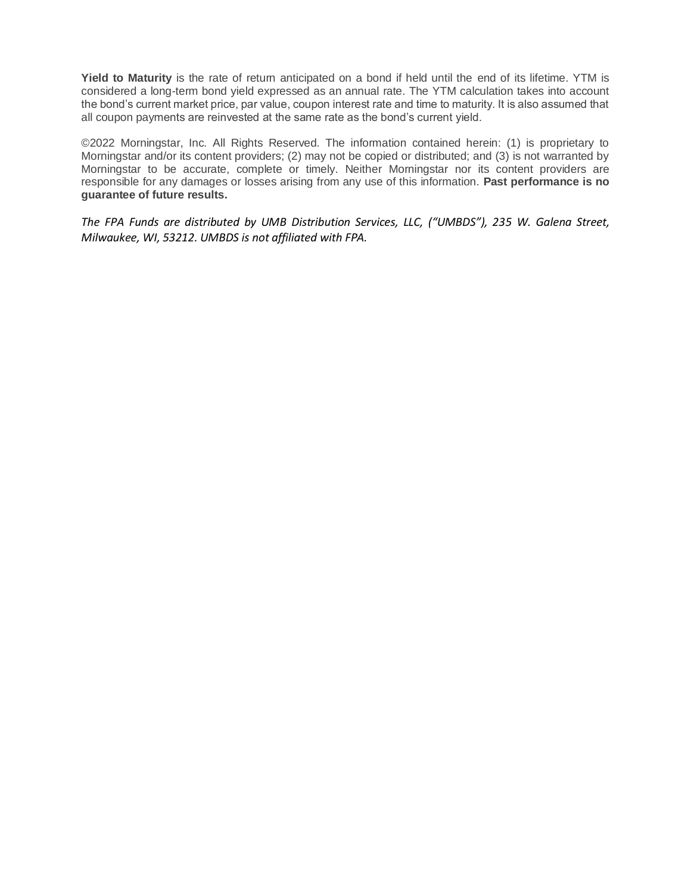**Yield to Maturity** is the rate of return anticipated on a bond if held until the end of its lifetime. YTM is considered a long-term bond yield expressed as an annual rate. The YTM calculation takes into account the bond's current market price, par value, coupon interest rate and time to maturity. It is also assumed that all coupon payments are reinvested at the same rate as the bond's current yield.

©2022 Morningstar, Inc. All Rights Reserved. The information contained herein: (1) is proprietary to Morningstar and/or its content providers; (2) may not be copied or distributed; and (3) is not warranted by Morningstar to be accurate, complete or timely. Neither Morningstar nor its content providers are responsible for any damages or losses arising from any use of this information. **Past performance is no guarantee of future results.**

*The FPA Funds are distributed by UMB Distribution Services, LLC, ("UMBDS"), 235 W. Galena Street, Milwaukee, WI, 53212. UMBDS is not affiliated with FPA.*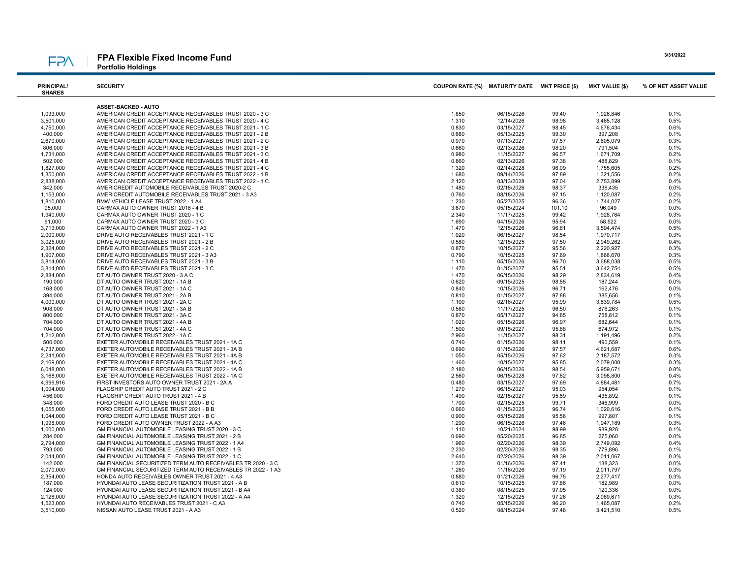# FPA Flexible Fixed Income Fund

**Portfolio Holdings**

3/31/2022

| PRINCIPAL/ SHARES | SECURITY | COUPON RATE (%) | MATURITY DATE | MKT PRICE ($) | MKT VALUE ($) | % OF NET ASSET VALUE |
|---|---|---|---|---|---|---|
| | **ASSET-BACKED - AUTO** | | | | | |
| 1,033,000 | AMERICAN CREDIT ACCEPTANCE RECEIVABLES TRUST 2020 - 3 C | 1.850 | 06/15/2026 | 99.40 | 1,026,846 | 0.1% |
| 3,501,000 | AMERICAN CREDIT ACCEPTANCE RECEIVABLES TRUST 2020 - 4 C | 1.310 | 12/14/2026 | 98.98 | 3,465,128 | 0.5% |
| 4,750,000 | AMERICAN CREDIT ACCEPTANCE RECEIVABLES TRUST 2021 - 1 C | 0.830 | 03/15/2027 | 98.45 | 4,676,434 | 0.6% |
| 400,000 | AMERICAN CREDIT ACCEPTANCE RECEIVABLES TRUST 2021 - 2 B | 0.680 | 05/13/2025 | 99.30 | 397,208 | 0.1% |
| 2,670,000 | AMERICAN CREDIT ACCEPTANCE RECEIVABLES TRUST 2021 - 2 C | 0.970 | 07/13/2027 | 97.57 | 2,605,079 | 0.3% |
| 806,000 | AMERICAN CREDIT ACCEPTANCE RECEIVABLES TRUST 2021 - 3 B | 0.660 | 02/13/2026 | 98.20 | 791,504 | 0.1% |
| 1,731,000 | AMERICAN CREDIT ACCEPTANCE RECEIVABLES TRUST 2021 - 3 C | 0.980 | 11/15/2027 | 96.57 | 1,671,709 | 0.2% |
| 502,000 | AMERICAN CREDIT ACCEPTANCE RECEIVABLES TRUST 2021 - 4 B | 0.860 | 02/13/2026 | 97.38 | 488,829 | 0.1% |
| 1,827,000 | AMERICAN CREDIT ACCEPTANCE RECEIVABLES TRUST 2021 - 4 C | 1.320 | 02/14/2028 | 96.09 | 1,755,605 | 0.2% |
| 1,350,000 | AMERICAN CREDIT ACCEPTANCE RECEIVABLES TRUST 2022 - 1 B | 1.680 | 09/14/2026 | 97.89 | 1,321,556 | 0.2% |
| 2,838,000 | AMERICAN CREDIT ACCEPTANCE RECEIVABLES TRUST 2022 - 1 C | 2.120 | 03/13/2028 | 97.04 | 2,753,899 | 0.4% |
| 342,000 | AMERICREDIT AUTOMOBILE RECEIVABLES TRUST 2020-2 C | 1.480 | 02/18/2026 | 98.37 | 336,435 | 0.0% |
| 1,153,000 | AMERICREDIT AUTOMOBILE RECEIVABLES TRUST 2021 - 3 A3 | 0.760 | 08/18/2026 | 97.15 | 1,120,087 | 0.2% |
| 1,810,000 | BMW VEHICLE LEASE TRUST 2022 - 1 A4 | 1.230 | 05/27/2025 | 96.36 | 1,744,027 | 0.2% |
| 95,000 | CARMAX AUTO OWNER TRUST 2018 - 4 B | 3.670 | 05/15/2024 | 101.10 | 96,049 | 0.0% |
| 1,940,000 | CARMAX AUTO OWNER TRUST 2020 - 1 C | 2.340 | 11/17/2025 | 99.42 | 1,928,764 | 0.3% |
| 61,000 | CARMAX AUTO OWNER TRUST 2020 - 3 C | 1.690 | 04/15/2026 | 95.94 | 58,522 | 0.0% |
| 3,713,000 | CARMAX AUTO OWNER TRUST 2022 - 1 A3 | 1.470 | 12/15/2026 | 96.81 | 3,594,474 | 0.5% |
| 2,000,000 | DRIVE AUTO RECEIVABLES TRUST 2021 - 1 C | 1.020 | 06/15/2027 | 98.54 | 1,970,717 | 0.3% |
| 3,025,000 | DRIVE AUTO RECEIVABLES TRUST 2021 - 2 B | 0.580 | 12/15/2025 | 97.50 | 2,949,262 | 0.4% |
| 2,324,000 | DRIVE AUTO RECEIVABLES TRUST 2021 - 2 C | 0.870 | 10/15/2027 | 95.56 | 2,220,927 | 0.3% |
| 1,907,000 | DRIVE AUTO RECEIVABLES TRUST 2021 - 3 A3 | 0.790 | 10/15/2025 | 97.89 | 1,866,670 | 0.3% |
| 3,814,000 | DRIVE AUTO RECEIVABLES TRUST 2021 - 3 B | 1.110 | 05/15/2026 | 96.70 | 3,688,038 | 0.5% |
| 3,814,000 | DRIVE AUTO RECEIVABLES TRUST 2021 - 3 C | 1.470 | 01/15/2027 | 95.51 | 3,642,754 | 0.5% |
| 2,884,000 | DT AUTO OWNER TRUST 2020 - 3 A C | 1.470 | 06/15/2026 | 98.29 | 2,834,619 | 0.4% |
| 190,000 | DT AUTO OWNER TRUST 2021 - 1A B | 0.620 | 09/15/2025 | 98.55 | 187,244 | 0.0% |
| 168,000 | DT AUTO OWNER TRUST 2021 - 1A C | 0.840 | 10/15/2026 | 96.71 | 162,476 | 0.0% |
| 394,000 | DT AUTO OWNER TRUST 2021 - 2A B | 0.810 | 01/15/2027 | 97.88 | 385,656 | 0.1% |
| 4,000,000 | DT AUTO OWNER TRUST 2021 - 2A C | 1.100 | 02/16/2027 | 95.99 | 3,839,784 | 0.5% |
| 908,000 | DT AUTO OWNER TRUST 2021 - 3A B | 0.580 | 11/17/2025 | 96.50 | 876,263 | 0.1% |
| 800,000 | DT AUTO OWNER TRUST 2021 - 3A C | 0.870 | 05/17/2027 | 94.85 | 758,812 | 0.1% |
| 704,000 | DT AUTO OWNER TRUST 2021 - 4A B | 1.020 | 05/15/2026 | 96.97 | 682,644 | 0.1% |
| 704,000 | DT AUTO OWNER TRUST 2021 - 4A C | 1.500 | 09/15/2027 | 95.88 | 674,972 | 0.1% |
| 1,212,000 | DT AUTO OWNER TRUST 2022 - 1A C | 2.960 | 11/15/2027 | 98.31 | 1,191,496 | 0.2% |
| 500,000 | EXETER AUTOMOBILE RECEIVABLES TRUST 2021 - 1A C | 0.740 | 01/15/2026 | 98.11 | 490,559 | 0.1% |
| 4,737,000 | EXETER AUTOMOBILE RECEIVABLES TRUST 2021 - 3A B | 0.690 | 01/15/2026 | 97.57 | 4,621,687 | 0.6% |
| 2,241,000 | EXETER AUTOMOBILE RECEIVABLES TRUST 2021 - 4A B | 1.050 | 05/15/2026 | 97.62 | 2,187,572 | 0.3% |
| 2,169,000 | EXETER AUTOMOBILE RECEIVABLES TRUST 2021 - 4A C | 1.460 | 10/15/2027 | 95.85 | 2,079,000 | 0.3% |
| 6,048,000 | EXETER AUTOMOBILE RECEIVABLES TRUST 2022 - 1A B | 2.180 | 06/15/2026 | 98.54 | 5,959,671 | 0.8% |
| 3,168,000 | EXETER AUTOMOBILE RECEIVABLES TRUST 2022 - 1A C | 2.560 | 06/15/2028 | 97.82 | 3,098,800 | 0.4% |
| 4,999,916 | FIRST INVESTORS AUTO OWNER TRUST 2021 - 2A A | 0.480 | 03/15/2027 | 97.69 | 4,884,481 | 0.7% |
| 1,004,000 | FLAGSHIP CREDIT AUTO TRUST 2021 - 2 C | 1.270 | 06/15/2027 | 95.03 | 954,054 | 0.1% |
| 456,000 | FLAGSHIP CREDIT AUTO TRUST 2021 - 4 B | 1.490 | 02/15/2027 | 95.59 | 435,892 | 0.1% |
| 348,000 | FORD CREDIT AUTO LEASE TRUST 2020 - B C | 1.700 | 02/15/2025 | 99.71 | 346,999 | 0.0% |
| 1,055,000 | FORD CREDIT AUTO LEASE TRUST 2021 - B B | 0.660 | 01/15/2025 | 96.74 | 1,020,616 | 0.1% |
| 1,044,000 | FORD CREDIT AUTO LEASE TRUST 2021 - B C | 0.900 | 05/15/2026 | 95.58 | 997,807 | 0.1% |
| 1,998,000 | FORD CREDIT AUTO OWNER TRUST 2022 - A A3 | 1.290 | 06/15/2026 | 97.46 | 1,947,189 | 0.3% |
| 1,000,000 | GM FINANCIAL AUTOMOBILE LEASING TRUST 2020 - 3 C | 1.110 | 10/21/2024 | 98.99 | 989,928 | 0.1% |
| 284,000 | GM FINANCIAL AUTOMOBILE LEASING TRUST 2021 - 2 B | 0.690 | 05/20/2025 | 96.85 | 275,060 | 0.0% |
| 2,794,000 | GM FINANCIAL AUTOMOBILE LEASING TRUST 2022 - 1 A4 | 1.960 | 02/20/2026 | 98.39 | 2,749,092 | 0.4% |
| 793,000 | GM FINANCIAL AUTOMOBILE LEASING TRUST 2022 - 1 B | 2.230 | 02/20/2026 | 98.35 | 779,896 | 0.1% |
| 2,044,000 | GM FINANCIAL AUTOMOBILE LEASING TRUST 2022 - 1 C | 2.640 | 02/20/2026 | 98.39 | 2,011,067 | 0.3% |
| 142,000 | GM FINANCIAL SECURITIZED TERM AUTO RECEIVABLES TR 2020 - 3 C | 1.370 | 01/16/2026 | 97.41 | 138,323 | 0.0% |
| 2,070,000 | GM FINANCIAL SECURITIZED TERM AUTO RECEIVABLES TR 2022 - 1 A3 | 1.260 | 11/16/2026 | 97.19 | 2,011,797 | 0.3% |
| 2,354,000 | HONDA AUTO RECEIVABLES OWNER TRUST 2021 - 4 A3 | 0.880 | 01/21/2026 | 96.75 | 2,277,417 | 0.3% |
| 187,000 | HYUNDAI AUTO LEASE SECURITIZATION TRUST 2021 - A B | 0.610 | 10/15/2025 | 97.86 | 182,989 | 0.0% |
| 124,000 | HYUNDAI AUTO LEASE SECURITIZATION TRUST 2021 - B A4 | 0.380 | 08/15/2025 | 97.05 | 120,336 | 0.0% |
| 2,128,000 | HYUNDAI AUTO LEASE SECURITIZATION TRUST 2022 - A A4 | 1.320 | 12/15/2025 | 97.26 | 2,069,671 | 0.3% |
| 1,523,000 | HYUNDAI AUTO RECEIVABLES TRUST 2021 - C A3 | 0.740 | 05/15/2026 | 96.20 | 1,465,087 | 0.2% |
| 3,510,000 | NISSAN AUTO LEASE TRUST 2021 - A A3 | 0.520 | 08/15/2024 | 97.48 | 3,421,510 | 0.5% |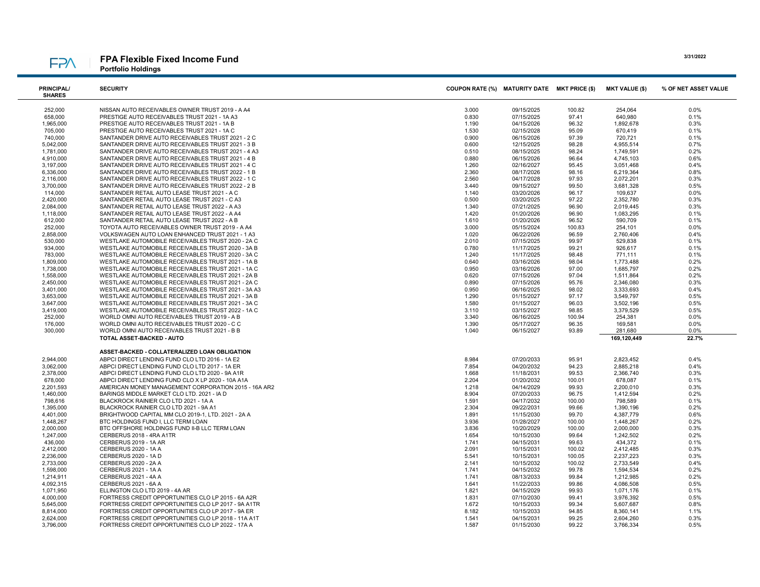# FPA Flexible Fixed Income Fund

**Portfolio Holdings**

3/31/2022

| PRINCIPAL/ SHARES | SECURITY | COUPON RATE (%) | MATURITY DATE | MKT PRICE ($) | MKT VALUE ($) | % OF NET ASSET VALUE |
|---|---|---|---|---|---|---|
| 252,000 | NISSAN AUTO RECEIVABLES OWNER TRUST 2019 - A A4 | 3.000 | 09/15/2025 | 100.82 | 254,064 | 0.0% |
| 658,000 | PRESTIGE AUTO RECEIVABLES TRUST 2021 - 1A A3 | 0.830 | 07/15/2025 | 97.41 | 640,980 | 0.1% |
| 1,965,000 | PRESTIGE AUTO RECEIVABLES TRUST 2021 - 1A B | 1.190 | 04/15/2026 | 96.32 | 1,892,678 | 0.3% |
| 705,000 | PRESTIGE AUTO RECEIVABLES TRUST 2021 - 1A C | 1.530 | 02/15/2028 | 95.09 | 670,419 | 0.1% |
| 740,000 | SANTANDER DRIVE AUTO RECEIVABLES TRUST 2021 - 2 C | 0.900 | 06/15/2026 | 97.39 | 720,721 | 0.1% |
| 5,042,000 | SANTANDER DRIVE AUTO RECEIVABLES TRUST 2021 - 3 B | 0.600 | 12/15/2025 | 98.28 | 4,955,514 | 0.7% |
| 1,781,000 | SANTANDER DRIVE AUTO RECEIVABLES TRUST 2021 - 4 A3 | 0.510 | 08/15/2025 | 98.24 | 1,749,591 | 0.2% |
| 4,910,000 | SANTANDER DRIVE AUTO RECEIVABLES TRUST 2021 - 4 B | 0.880 | 06/15/2026 | 96.64 | 4,745,103 | 0.6% |
| 3,197,000 | SANTANDER DRIVE AUTO RECEIVABLES TRUST 2021 - 4 C | 1.260 | 02/16/2027 | 95.45 | 3,051,468 | 0.4% |
| 6,336,000 | SANTANDER DRIVE AUTO RECEIVABLES TRUST 2022 - 1 B | 2.360 | 08/17/2026 | 98.16 | 6,219,364 | 0.8% |
| 2,116,000 | SANTANDER DRIVE AUTO RECEIVABLES TRUST 2022 - 1 C | 2.560 | 04/17/2028 | 97.93 | 2,072,201 | 0.3% |
| 3,700,000 | SANTANDER DRIVE AUTO RECEIVABLES TRUST 2022 - 2 B | 3.440 | 09/15/2027 | 99.50 | 3,681,328 | 0.5% |
| 114,000 | SANTANDER RETAIL AUTO LEASE TRUST 2021 - A C | 1.140 | 03/20/2026 | 96.17 | 109,637 | 0.0% |
| 2,420,000 | SANTANDER RETAIL AUTO LEASE TRUST 2021 - C A3 | 0.500 | 03/20/2025 | 97.22 | 2,352,780 | 0.3% |
| 2,084,000 | SANTANDER RETAIL AUTO LEASE TRUST 2022 - A A3 | 1.340 | 07/21/2025 | 96.90 | 2,019,445 | 0.3% |
| 1,118,000 | SANTANDER RETAIL AUTO LEASE TRUST 2022 - A A4 | 1.420 | 01/20/2026 | 96.90 | 1,083,295 | 0.1% |
| 612,000 | SANTANDER RETAIL AUTO LEASE TRUST 2022 - A B | 1.610 | 01/20/2026 | 96.52 | 590,709 | 0.1% |
| 252,000 | TOYOTA AUTO RECEIVABLES OWNER TRUST 2019 - A A4 | 3.000 | 05/15/2024 | 100.83 | 254,101 | 0.0% |
| 2,858,000 | VOLKSWAGEN AUTO LOAN ENHANCED TRUST 2021 - 1 A3 | 1.020 | 06/22/2026 | 96.59 | 2,760,406 | 0.4% |
| 530,000 | WESTLAKE AUTOMOBILE RECEIVABLES TRUST 2020 - 2A C | 2.010 | 07/15/2025 | 99.97 | 529,838 | 0.1% |
| 934,000 | WESTLAKE AUTOMOBILE RECEIVABLES TRUST 2020 - 3A B | 0.780 | 11/17/2025 | 99.21 | 926,617 | 0.1% |
| 783,000 | WESTLAKE AUTOMOBILE RECEIVABLES TRUST 2020 - 3A C | 1.240 | 11/17/2025 | 98.48 | 771,111 | 0.1% |
| 1,809,000 | WESTLAKE AUTOMOBILE RECEIVABLES TRUST 2021 - 1A B | 0.640 | 03/16/2026 | 98.04 | 1,773,488 | 0.2% |
| 1,738,000 | WESTLAKE AUTOMOBILE RECEIVABLES TRUST 2021 - 1A C | 0.950 | 03/16/2026 | 97.00 | 1,685,797 | 0.2% |
| 1,558,000 | WESTLAKE AUTOMOBILE RECEIVABLES TRUST 2021 - 2A B | 0.620 | 07/15/2026 | 97.04 | 1,511,864 | 0.2% |
| 2,450,000 | WESTLAKE AUTOMOBILE RECEIVABLES TRUST 2021 - 2A C | 0.890 | 07/15/2026 | 95.76 | 2,346,080 | 0.3% |
| 3,401,000 | WESTLAKE AUTOMOBILE RECEIVABLES TRUST 2021 - 3A A3 | 0.950 | 06/16/2025 | 98.02 | 3,333,693 | 0.4% |
| 3,653,000 | WESTLAKE AUTOMOBILE RECEIVABLES TRUST 2021 - 3A B | 1.290 | 01/15/2027 | 97.17 | 3,549,797 | 0.5% |
| 3,647,000 | WESTLAKE AUTOMOBILE RECEIVABLES TRUST 2021 - 3A C | 1.580 | 01/15/2027 | 96.03 | 3,502,196 | 0.5% |
| 3,419,000 | WESTLAKE AUTOMOBILE RECEIVABLES TRUST 2022 - 1A C | 3.110 | 03/15/2027 | 98.85 | 3,379,529 | 0.5% |
| 252,000 | WORLD OMNI AUTO RECEIVABLES TRUST 2019 - A B | 3.340 | 06/16/2025 | 100.94 | 254,381 | 0.0% |
| 176,000 | WORLD OMNI AUTO RECEIVABLES TRUST 2020 - C C | 1.390 | 05/17/2027 | 96.35 | 169,581 | 0.0% |
| 300,000 | WORLD OMNI AUTO RECEIVABLES TRUST 2021 - B B | 1.040 | 06/15/2027 | 93.89 | 281,680 | 0.0% |
| | **TOTAL ASSET-BACKED - AUTO** | | | | **169,120,449** | **22.7%** |
| | **ASSET-BACKED - COLLATERALIZED LOAN OBLIGATION** | | | | | |
| 2,944,000 | ABPCI DIRECT LENDING FUND CLO LTD 2016 - 1A E2 | 8.984 | 07/20/2033 | 95.91 | 2,823,452 | 0.4% |
| 3,062,000 | ABPCI DIRECT LENDING FUND CLO LTD 2017 - 1A ER | 7.854 | 04/20/2032 | 94.23 | 2,885,218 | 0.4% |
| 2,378,000 | ABPCI DIRECT LENDING FUND CLO LTD 2020 - 9A A1R | 1.668 | 11/18/2031 | 99.53 | 2,366,740 | 0.3% |
| 678,000 | ABPCI DIRECT LENDING FUND CLO X LP 2020 - 10A A1A | 2.204 | 01/20/2032 | 100.01 | 678,087 | 0.1% |
| 2,201,593 | AMERICAN MONEY MANAGEMENT CORPORATION 2015 - 16A AR2 | 1.218 | 04/14/2029 | 99.93 | 2,200,010 | 0.3% |
| 1,460,000 | BARINGS MIDDLE MARKET CLO LTD. 2021 - IA D | 8.904 | 07/20/2033 | 96.75 | 1,412,594 | 0.2% |
| 798,616 | BLACKROCK RAINIER CLO LTD 2021 - 1A A | 1.591 | 04/17/2032 | 100.00 | 798,589 | 0.1% |
| 1,395,000 | BLACKROCK RAINIER CLO LTD 2021 - 9A A1 | 2.304 | 09/22/2031 | 99.66 | 1,390,196 | 0.2% |
| 4,401,000 | BRIGHTWOOD CAPITAL MM CLO 2019-1, LTD. 2021 - 2A A | 1.891 | 11/15/2030 | 99.70 | 4,387,779 | 0.6% |
| 1,448,267 | BTC HOLDINGS FUND I, LLC TERM LOAN | 3.936 | 01/28/2027 | 100.00 | 1,448,267 | 0.2% |
| 2,000,000 | BTC OFFSHORE HOLDINGS FUND II-B LLC TERM LOAN | 3.836 | 10/20/2029 | 100.00 | 2,000,000 | 0.3% |
| 1,247,000 | CERBERUS 2018 - 4RA A1TR | 1.654 | 10/15/2030 | 99.64 | 1,242,502 | 0.2% |
| 436,000 | CERBERUS 2019 - 1A AR | 1.741 | 04/15/2031 | 99.63 | 434,372 | 0.1% |
| 2,412,000 | CERBERUS 2020 - 1A A | 2.091 | 10/15/2031 | 100.02 | 2,412,485 | 0.3% |
| 2,236,000 | CERBERUS 2020 - 1A D | 5.541 | 10/15/2031 | 100.05 | 2,237,223 | 0.3% |
| 2,733,000 | CERBERUS 2020 - 2A A | 2.141 | 10/15/2032 | 100.02 | 2,733,549 | 0.4% |
| 1,598,000 | CERBERUS 2021 - 1A A | 1.741 | 04/15/2032 | 99.78 | 1,594,534 | 0.2% |
| 1,214,911 | CERBERUS 2021 - 4A A | 1.741 | 08/13/2033 | 99.84 | 1,212,985 | 0.2% |
| 4,092,315 | CERBERUS 2021 - 6A A | 1.641 | 11/22/2033 | 99.86 | 4,086,508 | 0.5% |
| 1,071,950 | ELLINGTON CLO LTD 2019 - 4A AR | 1.821 | 04/15/2029 | 99.93 | 1,071,176 | 0.1% |
| 4,000,000 | FORTRESS CREDIT OPPORTUNITIES CLO LP 2015 - 6A A2R | 1.831 | 07/10/2030 | 99.41 | 3,976,392 | 0.5% |
| 5,645,000 | FORTRESS CREDIT OPPORTUNITIES CLO LP 2017 - 9A A1TR | 1.672 | 10/15/2033 | 99.34 | 5,607,687 | 0.8% |
| 8,814,000 | FORTRESS CREDIT OPPORTUNITIES CLO LP 2017 - 9A ER | 8.182 | 10/15/2033 | 94.85 | 8,360,141 | 1.1% |
| 2,624,000 | FORTRESS CREDIT OPPORTUNITIES CLO LP 2018 - 11A A1T | 1.541 | 04/15/2031 | 99.25 | 2,604,260 | 0.3% |
| 3,796,000 | FORTRESS CREDIT OPPORTUNITIES CLO LP 2022 - 17A A | 1.587 | 01/15/2030 | 99.22 | 3,766,334 | 0.5% |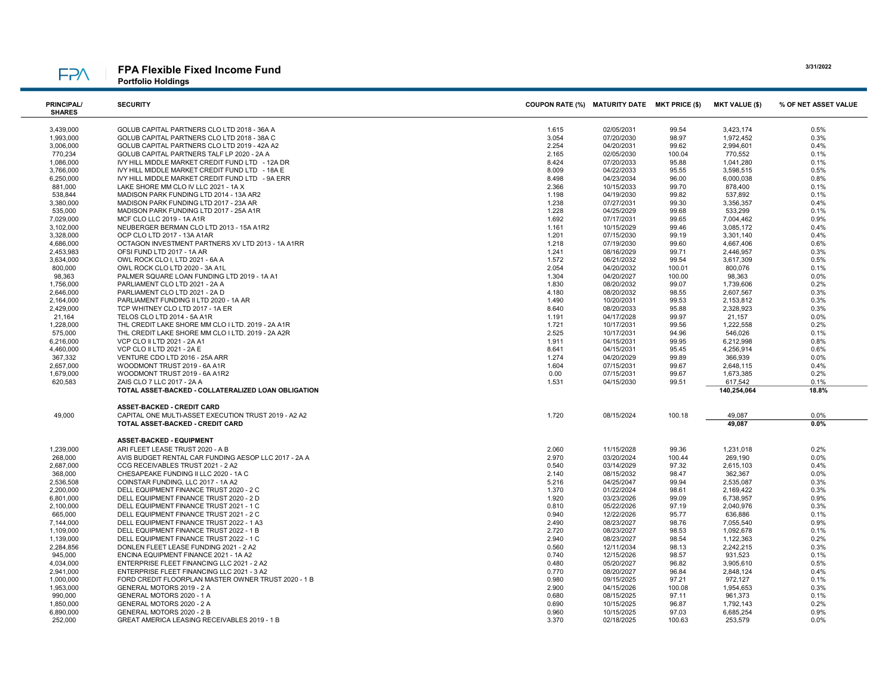# FPA Flexible Fixed Income Fund

**Portfolio Holdings**

3/31/2022

| PRINCIPAL/ SHARES | SECURITY | COUPON RATE (%) | MATURITY DATE | MKT PRICE ($) | MKT VALUE ($) | % OF NET ASSET VALUE |
|---|---|---|---|---|---|---|
| 3,439,000 | GOLUB CAPITAL PARTNERS CLO LTD 2018 - 36A A | 1.615 | 02/05/2031 | 99.54 | 3,423,174 | 0.5% |
| 1,993,000 | GOLUB CAPITAL PARTNERS CLO LTD 2018 - 38A C | 3.054 | 07/20/2030 | 98.97 | 1,972,452 | 0.3% |
| 3,006,000 | GOLUB CAPITAL PARTNERS CLO LTD 2019 - 42A A2 | 2.254 | 04/20/2031 | 99.62 | 2,994,601 | 0.4% |
| 770,234 | GOLUB CAPITAL PARTNERS TALF LP 2020 - 2A A | 2.165 | 02/05/2030 | 100.04 | 770,552 | 0.1% |
| 1,086,000 | IVY HILL MIDDLE MARKET CREDIT FUND LTD - 12A DR | 8.424 | 07/20/2033 | 95.88 | 1,041,280 | 0.1% |
| 3,766,000 | IVY HILL MIDDLE MARKET CREDIT FUND LTD - 18A E | 8.009 | 04/22/2033 | 95.55 | 3,598,515 | 0.5% |
| 6,250,000 | IVY HILL MIDDLE MARKET CREDIT FUND LTD - 9A ERR | 8.498 | 04/23/2034 | 96.00 | 6,000,038 | 0.8% |
| 881,000 | LAKE SHORE MM CLO IV LLC 2021 - 1A X | 2.366 | 10/15/2033 | 99.70 | 878,400 | 0.1% |
| 538,844 | MADISON PARK FUNDING LTD 2014 - 13A AR2 | 1.198 | 04/19/2030 | 99.82 | 537,892 | 0.1% |
| 3,380,000 | MADISON PARK FUNDING LTD 2017 - 23A AR | 1.238 | 07/27/2031 | 99.30 | 3,356,357 | 0.4% |
| 535,000 | MADISON PARK FUNDING LTD 2017 - 25A A1R | 1.228 | 04/25/2029 | 99.68 | 533,299 | 0.1% |
| 7,029,000 | MCF CLO LLC 2019 - 1A A1R | 1.692 | 07/17/2031 | 99.65 | 7,004,462 | 0.9% |
| 3,102,000 | NEUBERGER BERMAN CLO LTD 2013 - 15A A1R2 | 1.161 | 10/15/2029 | 99.46 | 3,085,172 | 0.4% |
| 3,328,000 | OCP CLO LTD 2017 - 13A A1AR | 1.201 | 07/15/2030 | 99.19 | 3,301,140 | 0.4% |
| 4,686,000 | OCTAGON INVESTMENT PARTNERS XV LTD 2013 - 1A A1RR | 1.218 | 07/19/2030 | 99.60 | 4,667,406 | 0.6% |
| 2,453,983 | OFSI FUND LTD 2017 - 1A AR | 1.241 | 08/16/2029 | 99.71 | 2,446,957 | 0.3% |
| 3,634,000 | OWL ROCK CLO I, LTD 2021 - 6A A | 1.572 | 06/21/2032 | 99.54 | 3,617,309 | 0.5% |
| 800,000 | OWL ROCK CLO LTD 2020 - 3A A1L | 2.054 | 04/20/2032 | 100.01 | 800,076 | 0.1% |
| 98,363 | PALMER SQUARE LOAN FUNDING LTD 2019 - 1A A1 | 1.304 | 04/20/2027 | 100.00 | 98,363 | 0.0% |
| 1,756,000 | PARLIAMENT CLO LTD 2021 - 2A A | 1.830 | 08/20/2032 | 99.07 | 1,739,606 | 0.2% |
| 2,646,000 | PARLIAMENT CLO LTD 2021 - 2A D | 4.180 | 08/20/2032 | 98.55 | 2,607,567 | 0.3% |
| 2,164,000 | PARLIAMENT FUNDING II LTD 2020 - 1A AR | 1.490 | 10/20/2031 | 99.53 | 2,153,812 | 0.3% |
| 2,429,000 | TCP WHITNEY CLO LTD 2017 - 1A ER | 8.640 | 08/20/2033 | 95.88 | 2,328,923 | 0.3% |
| 21,164 | TELOS CLO LTD 2014 - 5A A1R | 1.191 | 04/17/2028 | 99.97 | 21,157 | 0.0% |
| 1,228,000 | THL CREDIT LAKE SHORE MM CLO I LTD. 2019 - 2A A1R | 1.721 | 10/17/2031 | 99.56 | 1,222,558 | 0.2% |
| 575,000 | THL CREDIT LAKE SHORE MM CLO I LTD. 2019 - 2A A2R | 2.525 | 10/17/2031 | 94.96 | 546,026 | 0.1% |
| 6,216,000 | VCP CLO II LTD 2021 - 2A A1 | 1.911 | 04/15/2031 | 99.95 | 6,212,998 | 0.8% |
| 4,460,000 | VCP CLO II LTD 2021 - 2A E | 8.641 | 04/15/2031 | 95.45 | 4,256,914 | 0.6% |
| 367,332 | VENTURE CDO LTD 2016 - 25A ARR | 1.274 | 04/20/2029 | 99.89 | 366,939 | 0.0% |
| 2,657,000 | WOODMONT TRUST 2019 - 6A A1R | 1.604 | 07/15/2031 | 99.67 | 2,648,115 | 0.4% |
| 1,679,000 | WOODMONT TRUST 2019 - 6A A1R2 | 0.00 | 07/15/2031 | 99.67 | 1,673,385 | 0.2% |
| 620,583 | ZAIS CLO 7 LLC 2017 - 2A A | 1.531 | 04/15/2030 | 99.51 | 617,542 | 0.1% |
| | **TOTAL ASSET-BACKED - COLLATERALIZED LOAN OBLIGATION** | | | | **140,254,064** | **18.8%** |
| | **ASSET-BACKED - CREDIT CARD** | | | | | |
| 49,000 | CAPITAL ONE MULTI-ASSET EXECUTION TRUST 2019 - A2 A2 | 1.720 | 08/15/2024 | 100.18 | 49,087 | 0.0% |
| | **TOTAL ASSET-BACKED - CREDIT CARD** | | | | **49,087** | **0.0%** |
| | **ASSET-BACKED - EQUIPMENT** | | | | | |
| 1,239,000 | ARI FLEET LEASE TRUST 2020 - A B | 2.060 | 11/15/2028 | 99.36 | 1,231,018 | 0.2% |
| 268,000 | AVIS BUDGET RENTAL CAR FUNDING AESOP LLC 2017 - 2A A | 2.970 | 03/20/2024 | 100.44 | 269,190 | 0.0% |
| 2,687,000 | CCG RECEIVABLES TRUST 2021 - 2 A2 | 0.540 | 03/14/2029 | 97.32 | 2,615,103 | 0.4% |
| 368,000 | CHESAPEAKE FUNDING II LLC 2020 - 1A C | 2.140 | 08/15/2032 | 98.47 | 362,367 | 0.0% |
| 2,536,508 | COINSTAR FUNDING, LLC 2017 - 1A A2 | 5.216 | 04/25/2047 | 99.94 | 2,535,087 | 0.3% |
| 2,200,000 | DELL EQUIPMENT FINANCE TRUST 2020 - 2 C | 1.370 | 01/22/2024 | 98.61 | 2,169,422 | 0.3% |
| 6,801,000 | DELL EQUIPMENT FINANCE TRUST 2020 - 2 D | 1.920 | 03/23/2026 | 99.09 | 6,738,957 | 0.9% |
| 2,100,000 | DELL EQUIPMENT FINANCE TRUST 2021 - 1 C | 0.810 | 05/22/2026 | 97.19 | 2,040,976 | 0.3% |
| 665,000 | DELL EQUIPMENT FINANCE TRUST 2021 - 2 C | 0.940 | 12/22/2026 | 95.77 | 636,886 | 0.1% |
| 7,144,000 | DELL EQUIPMENT FINANCE TRUST 2022 - 1 A3 | 2.490 | 08/23/2027 | 98.76 | 7,055,540 | 0.9% |
| 1,109,000 | DELL EQUIPMENT FINANCE TRUST 2022 - 1 B | 2.720 | 08/23/2027 | 98.53 | 1,092,678 | 0.1% |
| 1,139,000 | DELL EQUIPMENT FINANCE TRUST 2022 - 1 C | 2.940 | 08/23/2027 | 98.54 | 1,122,363 | 0.2% |
| 2,284,856 | DONLEN FLEET LEASE FUNDING 2021 - 2 A2 | 0.560 | 12/11/2034 | 98.13 | 2,242,215 | 0.3% |
| 945,000 | ENCINA EQUIPMENT FINANCE 2021 - 1A A2 | 0.740 | 12/15/2026 | 98.57 | 931,523 | 0.1% |
| 4,034,000 | ENTERPRISE FLEET FINANCING LLC 2021 - 2 A2 | 0.480 | 05/20/2027 | 96.82 | 3,905,610 | 0.5% |
| 2,941,000 | ENTERPRISE FLEET FINANCING LLC 2021 - 3 A2 | 0.770 | 08/20/2027 | 96.84 | 2,848,124 | 0.4% |
| 1,000,000 | FORD CREDIT FLOORPLAN MASTER OWNER TRUST 2020 - 1 B | 0.980 | 09/15/2025 | 97.21 | 972,127 | 0.1% |
| 1,953,000 | GENERAL MOTORS 2019 - 2 A | 2.900 | 04/15/2026 | 100.08 | 1,954,653 | 0.3% |
| 990,000 | GENERAL MOTORS 2020 - 1 A | 0.680 | 08/15/2025 | 97.11 | 961,373 | 0.1% |
| 1,850,000 | GENERAL MOTORS 2020 - 2 A | 0.690 | 10/15/2025 | 96.87 | 1,792,143 | 0.2% |
| 6,890,000 | GENERAL MOTORS 2020 - 2 B | 0.960 | 10/15/2025 | 97.03 | 6,685,254 | 0.9% |
| 252,000 | GREAT AMERICA LEASING RECEIVABLES 2019 - 1 B | 3.370 | 02/18/2025 | 100.63 | 253,579 | 0.0% |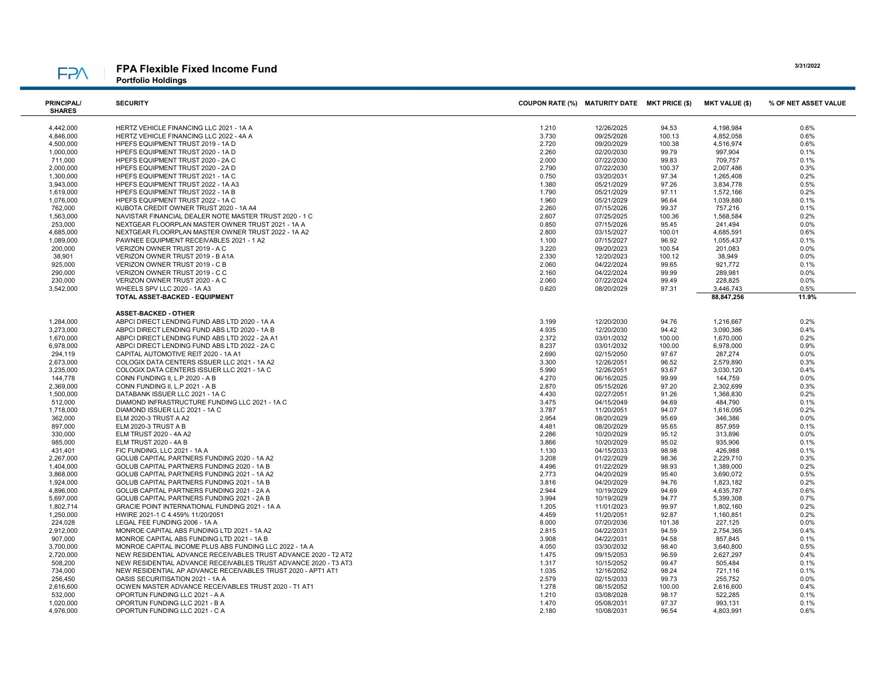# FPA Flexible Fixed Income Fund

**Portfolio Holdings**

3/31/2022

| PRINCIPAL/ SHARES | SECURITY | COUPON RATE (%) | MATURITY DATE | MKT PRICE ($) | MKT VALUE ($) | % OF NET ASSET VALUE |
|---|---|---|---|---|---|---|
| 4,442,000 | HERTZ VEHICLE FINANCING LLC 2021 - 1A A | 1.210 | 12/26/2025 | 94.53 | 4,198,984 | 0.6% |
| 4,846,000 | HERTZ VEHICLE FINANCING LLC 2022 - 4A A | 3.730 | 09/25/2026 | 100.13 | 4,852,058 | 0.6% |
| 4,500,000 | HPEFS EQUIPMENT TRUST 2019 - 1A D | 2.720 | 09/20/2029 | 100.38 | 4,516,974 | 0.6% |
| 1,000,000 | HPEFS EQUIPMENT TRUST 2020 - 1A D | 2.260 | 02/20/2030 | 99.79 | 997,904 | 0.1% |
| 711,000 | HPEFS EQUIPMENT TRUST 2020 - 2A C | 2.000 | 07/22/2030 | 99.83 | 709,757 | 0.1% |
| 2,000,000 | HPEFS EQUIPMENT TRUST 2020 - 2A D | 2.790 | 07/22/2030 | 100.37 | 2,007,486 | 0.3% |
| 1,300,000 | HPEFS EQUIPMENT TRUST 2021 - 1A C | 0.750 | 03/20/2031 | 97.34 | 1,265,408 | 0.2% |
| 3,943,000 | HPEFS EQUIPMENT TRUST 2022 - 1A A3 | 1.380 | 05/21/2029 | 97.26 | 3,834,778 | 0.5% |
| 1,619,000 | HPEFS EQUIPMENT TRUST 2022 - 1A B | 1.790 | 05/21/2029 | 97.11 | 1,572,166 | 0.2% |
| 1,076,000 | HPEFS EQUIPMENT TRUST 2022 - 1A C | 1.960 | 05/21/2029 | 96.64 | 1,039,880 | 0.1% |
| 762,000 | KUBOTA CREDIT OWNER TRUST 2020 - 1A A4 | 2.260 | 07/15/2026 | 99.37 | 757,216 | 0.1% |
| 1,563,000 | NAVISTAR FINANCIAL DEALER NOTE MASTER TRUST 2020 - 1 C | 2.607 | 07/25/2025 | 100.36 | 1,568,584 | 0.2% |
| 253,000 | NEXTGEAR FLOORPLAN MASTER OWNER TRUST 2021 - 1A A | 0.850 | 07/15/2026 | 95.45 | 241,494 | 0.0% |
| 4,685,000 | NEXTGEAR FLOORPLAN MASTER OWNER TRUST 2022 - 1A A2 | 2.800 | 03/15/2027 | 100.01 | 4,685,591 | 0.6% |
| 1,089,000 | PAWNEE EQUIPMENT RECEIVABLES 2021 - 1 A2 | 1.100 | 07/15/2027 | 96.92 | 1,055,437 | 0.1% |
| 200,000 | VERIZON OWNER TRUST 2019 - A C | 3.220 | 09/20/2023 | 100.54 | 201,083 | 0.0% |
| 38,901 | VERIZON OWNER TRUST 2019 - B A1A | 2.330 | 12/20/2023 | 100.12 | 38,949 | 0.0% |
| 925,000 | VERIZON OWNER TRUST 2019 - C B | 2.060 | 04/22/2024 | 99.65 | 921,772 | 0.1% |
| 290,000 | VERIZON OWNER TRUST 2019 - C C | 2.160 | 04/22/2024 | 99.99 | 289,981 | 0.0% |
| 230,000 | VERIZON OWNER TRUST 2020 - A C | 2.060 | 07/22/2024 | 99.49 | 228,825 | 0.0% |
| 3,542,000 | WHEELS SPV LLC 2020 - 1A A3 | 0.620 | 08/20/2029 | 97.31 | 3,446,743 | 0.5% |
| | **TOTAL ASSET-BACKED - EQUIPMENT** | | | | **88,847,256** | **11.9%** |
| | **ASSET-BACKED - OTHER** | | | | | |
| 1,284,000 | ABPCI DIRECT LENDING FUND ABS LTD 2020 - 1A A | 3.199 | 12/20/2030 | 94.76 | 1,216,667 | 0.2% |
| 3,273,000 | ABPCI DIRECT LENDING FUND ABS LTD 2020 - 1A B | 4.935 | 12/20/2030 | 94.42 | 3,090,386 | 0.4% |
| 1,670,000 | ABPCI DIRECT LENDING FUND ABS LTD 2022 - 2A A1 | 2.372 | 03/01/2032 | 100.00 | 1,670,000 | 0.2% |
| 6,978,000 | ABPCI DIRECT LENDING FUND ABS LTD 2022 - 2A C | 8.237 | 03/01/2032 | 100.00 | 6,978,000 | 0.9% |
| 294,119 | CAPITAL AUTOMOTIVE REIT 2020 - 1A A1 | 2.690 | 02/15/2050 | 97.67 | 287,274 | 0.0% |
| 2,673,000 | COLOGIX DATA CENTERS ISSUER LLC 2021 - 1A A2 | 3.300 | 12/26/2051 | 96.52 | 2,579,890 | 0.3% |
| 3,235,000 | COLOGIX DATA CENTERS ISSUER LLC 2021 - 1A C | 5.990 | 12/26/2051 | 93.67 | 3,030,120 | 0.4% |
| 144,778 | CONN FUNDING II, L.P 2020 - A B | 4.270 | 06/16/2025 | 99.99 | 144,759 | 0.0% |
| 2,369,000 | CONN FUNDING II, L.P 2021 - A B | 2.870 | 05/15/2026 | 97.20 | 2,302,699 | 0.3% |
| 1,500,000 | DATABANK ISSUER LLC 2021 - 1A C | 4.430 | 02/27/2051 | 91.26 | 1,368,830 | 0.2% |
| 512,000 | DIAMOND INFRASTRUCTURE FUNDING LLC 2021 - 1A C | 3.475 | 04/15/2049 | 94.69 | 484,790 | 0.1% |
| 1,718,000 | DIAMOND ISSUER LLC 2021 - 1A C | 3.787 | 11/20/2051 | 94.07 | 1,616,095 | 0.2% |
| 362,000 | ELM 2020-3 TRUST A A2 | 2.954 | 08/20/2029 | 95.69 | 346,386 | 0.0% |
| 897,000 | ELM 2020-3 TRUST A B | 4.481 | 08/20/2029 | 95.65 | 857,959 | 0.1% |
| 330,000 | ELM TRUST 2020 - 4A A2 | 2.286 | 10/20/2029 | 95.12 | 313,896 | 0.0% |
| 985,000 | ELM TRUST 2020 - 4A B | 3.866 | 10/20/2029 | 95.02 | 935,906 | 0.1% |
| 431,401 | FIC FUNDING, LLC 2021 - 1A A | 1.130 | 04/15/2033 | 98.98 | 426,988 | 0.1% |
| 2,267,000 | GOLUB CAPITAL PARTNERS FUNDING 2020 - 1A A2 | 3.208 | 01/22/2029 | 98.36 | 2,229,710 | 0.3% |
| 1,404,000 | GOLUB CAPITAL PARTNERS FUNDING 2020 - 1A B | 4.496 | 01/22/2029 | 98.93 | 1,389,000 | 0.2% |
| 3,868,000 | GOLUB CAPITAL PARTNERS FUNDING 2021 - 1A A2 | 2.773 | 04/20/2029 | 95.40 | 3,690,072 | 0.5% |
| 1,924,000 | GOLUB CAPITAL PARTNERS FUNDING 2021 - 1A B | 3.816 | 04/20/2029 | 94.76 | 1,823,182 | 0.2% |
| 4,896,000 | GOLUB CAPITAL PARTNERS FUNDING 2021 - 2A A | 2.944 | 10/19/2029 | 94.69 | 4,635,787 | 0.6% |
| 5,697,000 | GOLUB CAPITAL PARTNERS FUNDING 2021 - 2A B | 3.994 | 10/19/2029 | 94.77 | 5,399,308 | 0.7% |
| 1,802,714 | GRACIE POINT INTERNATIONAL FUNDING 2021 - 1A A | 1.205 | 11/01/2023 | 99.97 | 1,802,160 | 0.2% |
| 1,250,000 | HWIRE 2021-1 C 4.459% 11/20/2051 | 4.459 | 11/20/2051 | 92.87 | 1,160,851 | 0.2% |
| 224,028 | LEGAL FEE FUNDING 2006 - 1A A | 8.000 | 07/20/2036 | 101.38 | 227,125 | 0.0% |
| 2,912,000 | MONROE CAPITAL ABS FUNDING LTD 2021 - 1A A2 | 2.815 | 04/22/2031 | 94.59 | 2,754,365 | 0.4% |
| 907,000 | MONROE CAPITAL ABS FUNDING LTD 2021 - 1A B | 3.908 | 04/22/2031 | 94.58 | 857,845 | 0.1% |
| 3,700,000 | MONROE CAPITAL INCOME PLUS ABS FUNDING LLC 2022 - 1A A | 4.050 | 03/30/2032 | 98.40 | 3,640,800 | 0.5% |
| 2,720,000 | NEW RESIDENTIAL ADVANCE RECEIVABLES TRUST ADVANCE 2020 - T2 AT2 | 1.475 | 09/15/2053 | 96.59 | 2,627,297 | 0.4% |
| 508,200 | NEW RESIDENTIAL ADVANCE RECEIVABLES TRUST ADVANCE 2020 - T3 AT3 | 1.317 | 10/15/2052 | 99.47 | 505,484 | 0.1% |
| 734,000 | NEW RESIDENTIAL AP ADVANCE RECEIVABLES TRUST 2020 - APT1 AT1 | 1.035 | 12/16/2052 | 98.24 | 721,116 | 0.1% |
| 256,450 | OASIS SECURITISATION 2021 - 1A A | 2.579 | 02/15/2033 | 99.73 | 255,752 | 0.0% |
| 2,616,600 | OCWEN MASTER ADVANCE RECEIVABLES TRUST 2020 - T1 AT1 | 1.278 | 08/15/2052 | 100.00 | 2,616,600 | 0.4% |
| 532,000 | OPORTUN FUNDING LLC 2021 - A A | 1.210 | 03/08/2028 | 98.17 | 522,285 | 0.1% |
| 1,020,000 | OPORTUN FUNDING LLC 2021 - B A | 1.470 | 05/08/2031 | 97.37 | 993,131 | 0.1% |
| 4,976,000 | OPORTUN FUNDING LLC 2021 - C A | 2.180 | 10/08/2031 | 96.54 | 4,803,991 | 0.6% |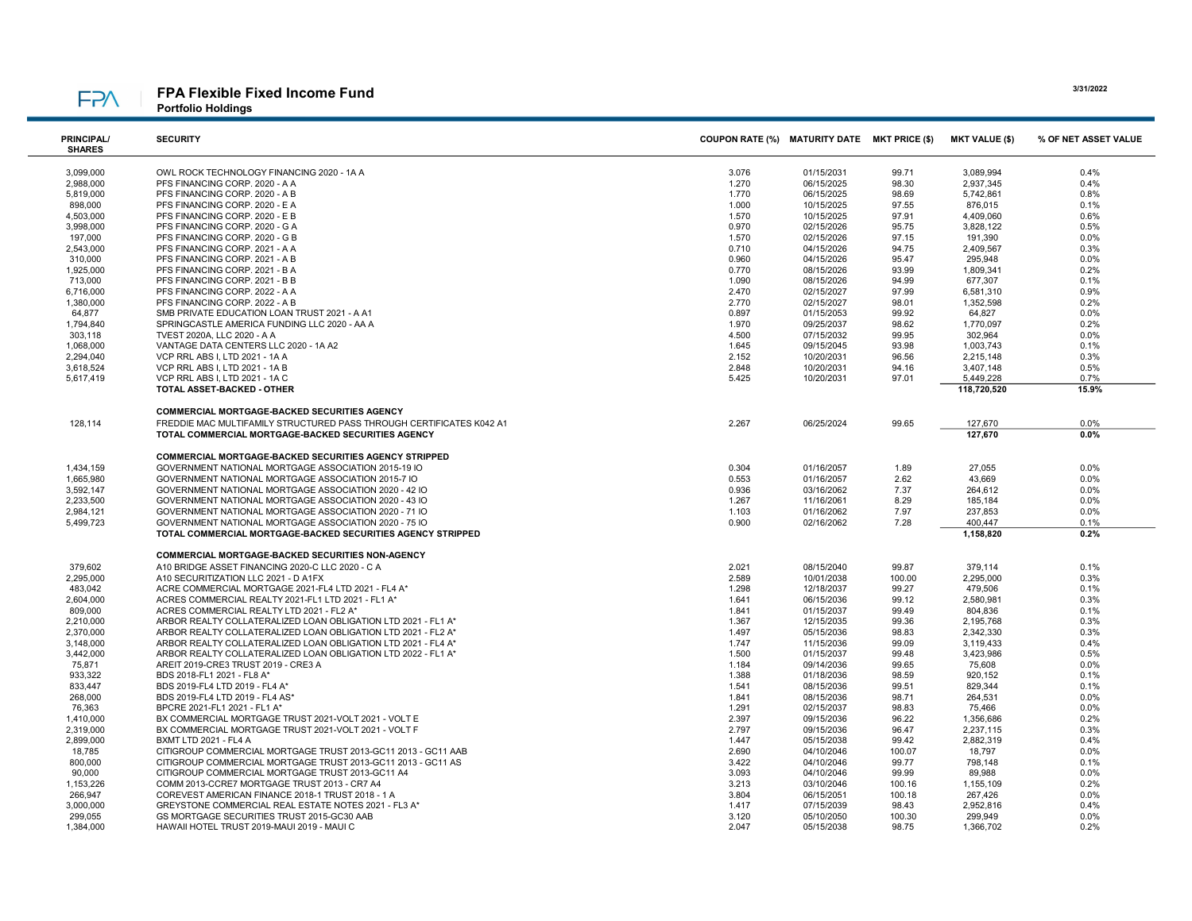# FPA Flexible Fixed Income Fund

**Portfolio Holdings**

3/31/2022

| PRINCIPAL/ SHARES | SECURITY | COUPON RATE (%) | MATURITY DATE | MKT PRICE ($) | MKT VALUE ($) | % OF NET ASSET VALUE |
|---|---|---|---|---|---|---|
| 3,099,000 | OWL ROCK TECHNOLOGY FINANCING 2020 - 1A A | 3.076 | 01/15/2031 | 99.71 | 3,089,994 | 0.4% |
| 2,988,000 | PFS FINANCING CORP. 2020 - A A | 1.270 | 06/15/2025 | 98.30 | 2,937,345 | 0.4% |
| 5,819,000 | PFS FINANCING CORP. 2020 - A B | 1.770 | 06/15/2025 | 98.69 | 5,742,861 | 0.8% |
| 898,000 | PFS FINANCING CORP. 2020 - E A | 1.000 | 10/15/2025 | 97.55 | 876,015 | 0.1% |
| 4,503,000 | PFS FINANCING CORP. 2020 - E B | 1.570 | 10/15/2025 | 97.91 | 4,409,060 | 0.6% |
| 3,998,000 | PFS FINANCING CORP. 2020 - G A | 0.970 | 02/15/2026 | 95.75 | 3,828,122 | 0.5% |
| 197,000 | PFS FINANCING CORP. 2020 - G B | 1.570 | 02/15/2026 | 97.15 | 191,390 | 0.0% |
| 2,543,000 | PFS FINANCING CORP. 2021 - A A | 0.710 | 04/15/2026 | 94.75 | 2,409,567 | 0.3% |
| 310,000 | PFS FINANCING CORP. 2021 - A B | 0.960 | 04/15/2026 | 95.47 | 295,948 | 0.0% |
| 1,925,000 | PFS FINANCING CORP. 2021 - B A | 0.770 | 08/15/2026 | 93.99 | 1,809,341 | 0.2% |
| 713,000 | PFS FINANCING CORP. 2021 - B B | 1.090 | 08/15/2026 | 94.99 | 677,307 | 0.1% |
| 6,716,000 | PFS FINANCING CORP. 2022 - A A | 2.470 | 02/15/2027 | 97.99 | 6,581,310 | 0.9% |
| 1,380,000 | PFS FINANCING CORP. 2022 - A B | 2.770 | 02/15/2027 | 98.01 | 1,352,598 | 0.2% |
| 64,877 | SMB PRIVATE EDUCATION LOAN TRUST 2021 - A A1 | 0.897 | 01/15/2053 | 99.92 | 64,827 | 0.0% |
| 1,794,840 | SPRINGCASTLE AMERICA FUNDING LLC 2020 - AA A | 1.970 | 09/25/2037 | 98.62 | 1,770,097 | 0.2% |
| 303,118 | TVEST 2020A, LLC 2020 - A A | 4.500 | 07/15/2032 | 99.95 | 302,964 | 0.0% |
| 1,068,000 | VANTAGE DATA CENTERS LLC 2020 - 1A A2 | 1.645 | 09/15/2045 | 93.98 | 1,003,743 | 0.1% |
| 2,294,040 | VCP RRL ABS I, LTD 2021 - 1A A | 2.152 | 10/20/2031 | 96.56 | 2,215,148 | 0.3% |
| 3,618,524 | VCP RRL ABS I, LTD 2021 - 1A B | 2.848 | 10/20/2031 | 94.16 | 3,407,148 | 0.5% |
| 5,617,419 | VCP RRL ABS I, LTD 2021 - 1A C | 5.425 | 10/20/2031 | 97.01 | 5,449,228 | 0.7% |
| | **TOTAL ASSET-BACKED - OTHER** | | | | **118,720,520** | **15.9%** |
| | **COMMERCIAL MORTGAGE-BACKED SECURITIES AGENCY** | | | | | |
| 128,114 | FREDDIE MAC MULTIFAMILY STRUCTURED PASS THROUGH CERTIFICATES K042 A1 | 2.267 | 06/25/2024 | 99.65 | 127,670 | 0.0% |
| | **TOTAL COMMERCIAL MORTGAGE-BACKED SECURITIES AGENCY** | | | | **127,670** | **0.0%** |
| | **COMMERCIAL MORTGAGE-BACKED SECURITIES AGENCY STRIPPED** | | | | | |
| 1,434,159 | GOVERNMENT NATIONAL MORTGAGE ASSOCIATION 2015-19 IO | 0.304 | 01/16/2057 | 1.89 | 27,055 | 0.0% |
| 1,665,980 | GOVERNMENT NATIONAL MORTGAGE ASSOCIATION 2015-7 IO | 0.553 | 01/16/2057 | 2.62 | 43,669 | 0.0% |
| 3,592,147 | GOVERNMENT NATIONAL MORTGAGE ASSOCIATION 2020 - 42 IO | 0.936 | 03/16/2062 | 7.37 | 264,612 | 0.0% |
| 2,233,500 | GOVERNMENT NATIONAL MORTGAGE ASSOCIATION 2020 - 43 IO | 1.267 | 11/16/2061 | 8.29 | 185,184 | 0.0% |
| 2,984,121 | GOVERNMENT NATIONAL MORTGAGE ASSOCIATION 2020 - 71 IO | 1.103 | 01/16/2062 | 7.97 | 237,853 | 0.0% |
| 5,499,723 | GOVERNMENT NATIONAL MORTGAGE ASSOCIATION 2020 - 75 IO | 0.900 | 02/16/2062 | 7.28 | 400,447 | 0.1% |
| | **TOTAL COMMERCIAL MORTGAGE-BACKED SECURITIES AGENCY STRIPPED** | | | | **1,158,820** | **0.2%** |
| | **COMMERCIAL MORTGAGE-BACKED SECURITIES NON-AGENCY** | | | | | |
| 379,602 | A10 BRIDGE ASSET FINANCING 2020-C LLC 2020 - C A | 2.021 | 08/15/2040 | 99.87 | 379,114 | 0.1% |
| 2,295,000 | A10 SECURITIZATION LLC 2021 - D A1FX | 2.589 | 10/01/2038 | 100.00 | 2,295,000 | 0.3% |
| 483,042 | ACRE COMMERCIAL MORTGAGE 2021-FL4 LTD 2021 - FL4 A* | 1.298 | 12/18/2037 | 99.27 | 479,506 | 0.1% |
| 2,604,000 | ACRES COMMERCIAL REALTY 2021-FL1 LTD 2021 - FL1 A* | 1.641 | 06/15/2036 | 99.12 | 2,580,981 | 0.3% |
| 809,000 | ACRES COMMERCIAL REALTY LTD 2021 - FL2 A* | 1.841 | 01/15/2037 | 99.49 | 804,836 | 0.1% |
| 2,210,000 | ARBOR REALTY COLLATERALIZED LOAN OBLIGATION LTD 2021 - FL1 A* | 1.367 | 12/15/2035 | 99.36 | 2,195,768 | 0.3% |
| 2,370,000 | ARBOR REALTY COLLATERALIZED LOAN OBLIGATION LTD 2021 - FL2 A* | 1.497 | 05/15/2036 | 98.83 | 2,342,330 | 0.3% |
| 3,148,000 | ARBOR REALTY COLLATERALIZED LOAN OBLIGATION LTD 2021 - FL4 A* | 1.747 | 11/15/2036 | 99.09 | 3,119,433 | 0.4% |
| 3,442,000 | ARBOR REALTY COLLATERALIZED LOAN OBLIGATION LTD 2022 - FL1 A* | 1.500 | 01/15/2037 | 99.48 | 3,423,986 | 0.5% |
| 75,871 | AREIT 2019-CRE3 TRUST 2019 - CRE3 A | 1.184 | 09/14/2036 | 99.65 | 75,608 | 0.0% |
| 933,322 | BDS 2018-FL1 2021 - FL8 A* | 1.388 | 01/18/2036 | 98.59 | 920,152 | 0.1% |
| 833,447 | BDS 2019-FL4 LTD 2019 - FL4 A* | 1.541 | 08/15/2036 | 99.51 | 829,344 | 0.1% |
| 268,000 | BDS 2019-FL4 LTD 2019 - FL4 AS* | 1.841 | 08/15/2036 | 98.71 | 264,531 | 0.0% |
| 76,363 | BPCRE 2021-FL1 2021 - FL1 A* | 1.291 | 02/15/2037 | 98.83 | 75,466 | 0.0% |
| 1,410,000 | BX COMMERCIAL MORTGAGE TRUST 2021-VOLT 2021 - VOLT E | 2.397 | 09/15/2036 | 96.22 | 1,356,686 | 0.2% |
| 2,319,000 | BX COMMERCIAL MORTGAGE TRUST 2021-VOLT 2021 - VOLT F | 2.797 | 09/15/2036 | 96.47 | 2,237,115 | 0.3% |
| 2,899,000 | BXMT LTD 2021 - FL4 A | 1.447 | 05/15/2038 | 99.42 | 2,882,319 | 0.4% |
| 18,785 | CITIGROUP COMMERCIAL MORTGAGE TRUST 2013-GC11 2013 - GC11 AAB | 2.690 | 04/10/2046 | 100.07 | 18,797 | 0.0% |
| 800,000 | CITIGROUP COMMERCIAL MORTGAGE TRUST 2013-GC11 2013 - GC11 AS | 3.422 | 04/10/2046 | 99.77 | 798,148 | 0.1% |
| 90,000 | CITIGROUP COMMERCIAL MORTGAGE TRUST 2013-GC11 A4 | 3.093 | 04/10/2046 | 99.99 | 89,988 | 0.0% |
| 1,153,226 | COMM 2013-CCRE7 MORTGAGE TRUST 2013 - CR7 A4 | 3.213 | 03/10/2046 | 100.16 | 1,155,109 | 0.2% |
| 266,947 | COREVEST AMERICAN FINANCE 2018-1 TRUST 2018 - 1 A | 3.804 | 06/15/2051 | 100.18 | 267,426 | 0.0% |
| 3,000,000 | GREYSTONE COMMERCIAL REAL ESTATE NOTES 2021 - FL3 A* | 1.417 | 07/15/2039 | 98.43 | 2,952,816 | 0.4% |
| 299,055 | GS MORTGAGE SECURITIES TRUST 2015-GC30 AAB | 3.120 | 05/10/2050 | 100.30 | 299,949 | 0.0% |
| 1,384,000 | HAWAII HOTEL TRUST 2019-MAUI 2019 - MAUI C | 2.047 | 05/15/2038 | 98.75 | 1,366,702 | 0.2% |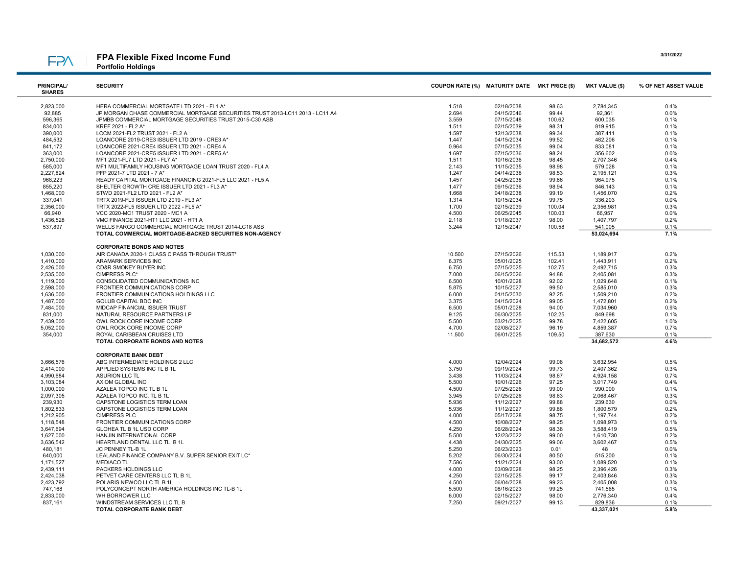# FPA Flexible Fixed Income Fund

**Portfolio Holdings**

3/31/2022

| PRINCIPAL/ SHARES | SECURITY | COUPON RATE (%) | MATURITY DATE | MKT PRICE ($) | MKT VALUE ($) | % OF NET ASSET VALUE |
|---|---|---|---|---|---|---|
| 2,823,000 | HERA COMMERCIAL MORTGATE LTD 2021 - FL1 A* | 1.518 | 02/18/2038 | 98.63 | 2,784,345 | 0.4% |
| 92,885 | JP MORGAN CHASE COMMERCIAL MORTGAGE SECURITIES TRUST 2013-LC11 2013 - LC11 A4 | 2.694 | 04/15/2046 | 99.44 | 92,361 | 0.0% |
| 596,365 | JPMBB COMMERCIAL MORTGAGE SECURITIES TRUST 2015-C30 ASB | 3.559 | 07/15/2048 | 100.62 | 600,035 | 0.1% |
| 834,000 | KREF 2021 - FL2 A* | 1.511 | 02/15/2039 | 98.31 | 819,915 | 0.1% |
| 390,000 | LCCM 2021-FL2 TRUST 2021 - FL2 A | 1.597 | 12/13/2038 | 99.34 | 387,411 | 0.1% |
| 484,532 | LOANCORE 2019-CRE3 ISSUER LTD 2019 - CRE3 A* | 1.447 | 04/15/2034 | 99.52 | 482,206 | 0.1% |
| 841,172 | LOANCORE 2021-CRE4 ISSUER LTD 2021 - CRE4 A | 0.964 | 07/15/2035 | 99.04 | 833,081 | 0.1% |
| 363,000 | LOANCORE 2021-CRE5 ISSUER LTD 2021 - CRE5 A* | 1.697 | 07/15/2036 | 98.24 | 356,602 | 0.0% |
| 2,750,000 | MF1 2021-FL7 LTD 2021 - FL7 A* | 1.511 | 10/16/2036 | 98.45 | 2,707,346 | 0.4% |
| 585,000 | MF1 MULTIFAMILY HOUSING MORTGAGE LOAN TRUST 2020 - FL4 A | 2.143 | 11/15/2035 | 98.98 | 579,028 | 0.1% |
| 2,227,824 | PFP 2021-7 LTD 2021 - 7 A* | 1.247 | 04/14/2038 | 98.53 | 2,195,121 | 0.3% |
| 968,223 | READY CAPITAL MORTGAGE FINANCING 2021-FL5 LLC 2021 - FL5 A | 1.457 | 04/25/2038 | 99.66 | 964,975 | 0.1% |
| 855,220 | SHELTER GROWTH CRE ISSUER LTD 2021 - FL3 A* | 1.477 | 09/15/2036 | 98.94 | 846,143 | 0.1% |
| 1,468,000 | STWD 2021-FL2 LTD 2021 - FL2 A* | 1.668 | 04/18/2038 | 99.19 | 1,456,070 | 0.2% |
| 337,041 | TRTX 2019-FL3 ISSUER LTD 2019 - FL3 A* | 1.314 | 10/15/2034 | 99.75 | 336,203 | 0.0% |
| 2,356,000 | TRTX 2022-FL5 ISSUER LTD 2022 - FL5 A* | 1.700 | 02/15/2039 | 100.04 | 2,356,981 | 0.3% |
| 66,940 | VCC 2020-MC1 TRUST 2020 - MC1 A | 4.500 | 06/25/2045 | 100.03 | 66,957 | 0.0% |
| 1,436,528 | VMC FINANCE 2021-HT1 LLC 2021 - HT1 A | 2.118 | 01/18/2037 | 98.00 | 1,407,797 | 0.2% |
| 537,897 | WELLS FARGO COMMERCIAL MORTGAGE TRUST 2014-LC18 ASB | 3.244 | 12/15/2047 | 100.58 | 541,005 | 0.1% |
| | **TOTAL COMMERCIAL MORTGAGE-BACKED SECURITIES NON-AGENCY** | | | | **53,024,694** | **7.1%** |
| | **CORPORATE BONDS AND NOTES** | | | | | |
| 1,030,000 | AIR CANADA 2020-1 CLASS C PASS THROUGH TRUST* | 10.500 | 07/15/2026 | 115.53 | 1,189,917 | 0.2% |
| 1,410,000 | ARAMARK SERVICES INC | 6.375 | 05/01/2025 | 102.41 | 1,443,911 | 0.2% |
| 2,426,000 | CD&R SMOKEY BUYER INC | 6.750 | 07/15/2025 | 102.75 | 2,492,715 | 0.3% |
| 2,535,000 | CIMPRESS PLC* | 7.000 | 06/15/2026 | 94.88 | 2,405,081 | 0.3% |
| 1,119,000 | CONSOLIDATED COMMUNICATIONS INC | 6.500 | 10/01/2028 | 92.02 | 1,029,648 | 0.1% |
| 2,598,000 | FRONTIER COMMUNICATIONS CORP | 5.875 | 10/15/2027 | 99.50 | 2,585,010 | 0.3% |
| 1,636,000 | FRONTIER COMMUNICATIONS HOLDINGS LLC | 6.000 | 01/15/2030 | 92.25 | 1,509,210 | 0.2% |
| 1,487,000 | GOLUB CAPITAL BDC INC | 3.375 | 04/15/2024 | 99.05 | 1,472,801 | 0.2% |
| 7,484,000 | MIDCAP FINANCIAL ISSUER TRUST | 6.500 | 05/01/2028 | 94.00 | 7,034,960 | 0.9% |
| 831,000 | NATURAL RESOURCE PARTNERS LP | 9.125 | 06/30/2025 | 102.25 | 849,698 | 0.1% |
| 7,439,000 | OWL ROCK CORE INCOME CORP | 5.500 | 03/21/2025 | 99.78 | 7,422,605 | 1.0% |
| 5,052,000 | OWL ROCK CORE INCOME CORP | 4.700 | 02/08/2027 | 96.19 | 4,859,387 | 0.7% |
| 354,000 | ROYAL CARIBBEAN CRUISES LTD | 11.500 | 06/01/2025 | 109.50 | 387,630 | 0.1% |
| | **TOTAL CORPORATE BONDS AND NOTES** | | | | **34,682,572** | **4.6%** |
| | **CORPORATE BANK DEBT** | | | | | |
| 3,666,576 | ABG INTERMEDIATE HOLDINGS 2 LLC | 4.000 | 12/04/2024 | 99.08 | 3,632,954 | 0.5% |
| 2,414,000 | APPLIED SYSTEMS INC TL B 1L | 3.750 | 09/19/2024 | 99.73 | 2,407,362 | 0.3% |
| 4,990,684 | ASURION LLC TL | 3.438 | 11/03/2024 | 98.67 | 4,924,158 | 0.7% |
| 3,103,084 | AXIOM GLOBAL INC | 5.500 | 10/01/2026 | 97.25 | 3,017,749 | 0.4% |
| 1,000,000 | AZALEA TOPCO INC TL B 1L | 4.500 | 07/25/2026 | 99.00 | 990,000 | 0.1% |
| 2,097,305 | AZALEA TOPCO INC. TL B 1L | 3.945 | 07/25/2026 | 98.63 | 2,068,467 | 0.3% |
| 239,930 | CAPSTONE LOGISTICS TERM LOAN | 5.936 | 11/12/2027 | 99.88 | 239,630 | 0.0% |
| 1,802,833 | CAPSTONE LOGISTICS TERM LOAN | 5.936 | 11/12/2027 | 99.88 | 1,800,579 | 0.2% |
| 1,212,905 | CIMPRESS PLC | 4.000 | 05/17/2028 | 98.75 | 1,197,744 | 0.2% |
| 1,118,548 | FRONTIER COMMUNICATIONS CORP | 4.500 | 10/08/2027 | 98.25 | 1,098,973 | 0.1% |
| 3,647,694 | GLOHEA TL B 1L USD CORP | 4.250 | 06/28/2024 | 98.38 | 3,588,419 | 0.5% |
| 1,627,000 | HANJIN INTERNATIONAL CORP | 5.500 | 12/23/2022 | 99.00 | 1,610,730 | 0.2% |
| 3,636,542 | HEARTLAND DENTAL LLC TL B 1L | 4.438 | 04/30/2025 | 99.06 | 3,602,467 | 0.5% |
| 480,181 | JC PENNEY TL-B 1L | 5.250 | 06/23/2023 | 0.01 | 48 | 0.0% |
| 640,000 | LEALAND FINANCE COMPANY B.V. SUPER SENIOR EXIT LC* | 5.202 | 06/30/2024 | 80.50 | 515,200 | 0.1% |
| 1,171,527 | MEDIACO TL | 7.586 | 11/21/2024 | 93.00 | 1,089,520 | 0.1% |
| 2,439,111 | PACKERS HOLDINGS LLC | 4.000 | 03/09/2028 | 98.25 | 2,396,426 | 0.3% |
| 2,424,038 | PETVET CARE CENTERS LLC TL B 1L | 4.250 | 02/15/2025 | 99.17 | 2,403,846 | 0.3% |
| 2,423,792 | POLARIS NEWCO LLC TL B 1L | 4.500 | 06/04/2028 | 99.23 | 2,405,008 | 0.3% |
| 747,168 | POLYCONCEPT NORTH AMERICA HOLDINGS INC TL-B 1L | 5.500 | 08/16/2023 | 99.25 | 741,565 | 0.1% |
| 2,833,000 | WH BORROWER LLC | 6.000 | 02/15/2027 | 98.00 | 2,776,340 | 0.4% |
| 837,161 | WINDSTREAM SERVICES LLC TL B | 7.250 | 09/21/2027 | 99.13 | 829,836 | 0.1% |
| | **TOTAL CORPORATE BANK DEBT** | | | | **43,337,021** | **5.8%** |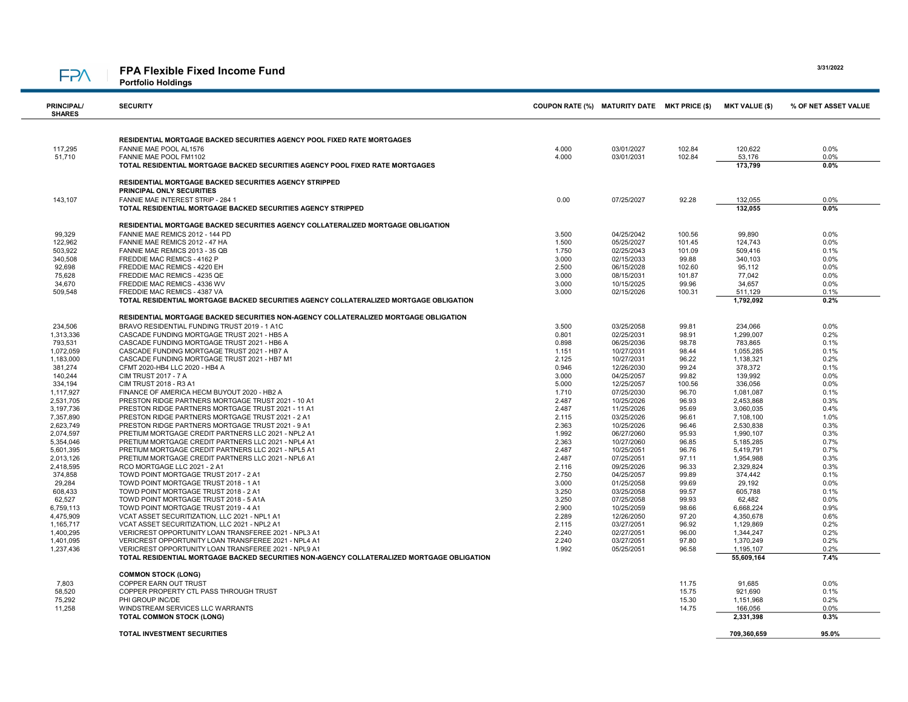# FPA Flexible Fixed Income Fund

**Portfolio Holdings**

3/31/2022

| PRINCIPAL/ SHARES | SECURITY | COUPON RATE (%) | MATURITY DATE | MKT PRICE ($) | MKT VALUE ($) | % OF NET ASSET VALUE |
|---|---|---|---|---|---|---|
| | **RESIDENTIAL MORTGAGE BACKED SECURITIES AGENCY POOL FIXED RATE MORTGAGES** | | | | | |
| 117,295 | FANNIE MAE POOL AL1576 | 4.000 | 03/01/2027 | 102.84 | 120,622 | 0.0% |
| 51,710 | FANNIE MAE POOL FM1102 | 4.000 | 03/01/2031 | 102.84 | 53,176 | 0.0% |
| | **TOTAL RESIDENTIAL MORTGAGE BACKED SECURITIES AGENCY POOL FIXED RATE MORTGAGES** | | | | **173,799** | **0.0%** |
| | **RESIDENTIAL MORTGAGE BACKED SECURITIES AGENCY STRIPPED** | | | | | |
| | **PRINCIPAL ONLY SECURITIES** | | | | | |
| 143,107 | FANNIE MAE INTEREST STRIP - 284 1 | 0.00 | 07/25/2027 | 92.28 | 132,055 | 0.0% |
| | **TOTAL RESIDENTIAL MORTGAGE BACKED SECURITIES AGENCY STRIPPED** | | | | **132,055** | **0.0%** |
| | **RESIDENTIAL MORTGAGE BACKED SECURITIES AGENCY COLLATERALIZED MORTGAGE OBLIGATION** | | | | | |
| 99,329 | FANNIE MAE REMICS 2012 - 144 PD | 3.500 | 04/25/2042 | 100.56 | 99,890 | 0.0% |
| 122,962 | FANNIE MAE REMICS 2012 - 47 HA | 1.500 | 05/25/2027 | 101.45 | 124,743 | 0.0% |
| 503,922 | FANNIE MAE REMICS 2013 - 35 QB | 1.750 | 02/25/2043 | 101.09 | 509,416 | 0.1% |
| 340,508 | FREDDIE MAC REMICS - 4162 P | 3.000 | 02/15/2033 | 99.88 | 340,103 | 0.0% |
| 92,698 | FREDDIE MAC REMICS - 4220 EH | 2.500 | 06/15/2028 | 102.60 | 95,112 | 0.0% |
| 75,628 | FREDDIE MAC REMICS - 4235 QE | 3.000 | 08/15/2031 | 101.87 | 77,042 | 0.0% |
| 34,670 | FREDDIE MAC REMICS - 4336 WV | 3.000 | 10/15/2025 | 99.96 | 34,657 | 0.0% |
| 509,548 | FREDDIE MAC REMICS - 4387 VA | 3.000 | 02/15/2026 | 100.31 | 511,129 | 0.1% |
| | **TOTAL RESIDENTIAL MORTGAGE BACKED SECURITIES AGENCY COLLATERALIZED MORTGAGE OBLIGATION** | | | | **1,792,092** | **0.2%** |
| | **RESIDENTIAL MORTGAGE BACKED SECURITIES NON-AGENCY COLLATERALIZED MORTGAGE OBLIGATION** | | | | | |
| 234,506 | BRAVO RESIDENTIAL FUNDING TRUST 2019 - 1 A1C | 3.500 | 03/25/2058 | 99.81 | 234,066 | 0.0% |
| 1,313,336 | CASCADE FUNDING MORTGAGE TRUST 2021 - HB5 A | 0.801 | 02/25/2031 | 98.91 | 1,299,007 | 0.2% |
| 793,531 | CASCADE FUNDING MORTGAGE TRUST 2021 - HB6 A | 0.898 | 06/25/2036 | 98.78 | 783,865 | 0.1% |
| 1,072,059 | CASCADE FUNDING MORTGAGE TRUST 2021 - HB7 A | 1.151 | 10/27/2031 | 98.44 | 1,055,285 | 0.1% |
| 1,183,000 | CASCADE FUNDING MORTGAGE TRUST 2021 - HB7 M1 | 2.125 | 10/27/2031 | 96.22 | 1,138,321 | 0.2% |
| 381,274 | CFMT 2020-HB4 LLC 2020 - HB4 A | 0.946 | 12/26/2030 | 99.24 | 378,372 | 0.1% |
| 140,244 | CIM TRUST 2017 - 7 A | 3.000 | 04/25/2057 | 99.82 | 139,992 | 0.0% |
| 334,194 | CIM TRUST 2018 - R3 A1 | 5.000 | 12/25/2057 | 100.56 | 336,056 | 0.0% |
| 1,117,927 | FINANCE OF AMERICA HECM BUYOUT 2020 - HB2 A | 1.710 | 07/25/2030 | 96.70 | 1,081,087 | 0.1% |
| 2,531,705 | PRESTON RIDGE PARTNERS MORTGAGE TRUST 2021 - 10 A1 | 2.487 | 10/25/2026 | 96.93 | 2,453,868 | 0.3% |
| 3,197,736 | PRESTON RIDGE PARTNERS MORTGAGE TRUST 2021 - 11 A1 | 2.487 | 11/25/2026 | 95.69 | 3,060,035 | 0.4% |
| 7,357,890 | PRESTON RIDGE PARTNERS MORTGAGE TRUST 2021 - 2 A1 | 2.115 | 03/25/2026 | 96.61 | 7,108,100 | 1.0% |
| 2,623,749 | PRESTON RIDGE PARTNERS MORTGAGE TRUST 2021 - 9 A1 | 2.363 | 10/25/2026 | 96.46 | 2,530,838 | 0.3% |
| 2,074,597 | PRETIUM MORTGAGE CREDIT PARTNERS LLC 2021 - NPL2 A1 | 1.992 | 06/27/2060 | 95.93 | 1,990,107 | 0.3% |
| 5,354,046 | PRETIUM MORTGAGE CREDIT PARTNERS LLC 2021 - NPL4 A1 | 2.363 | 10/27/2060 | 96.85 | 5,185,285 | 0.7% |
| 5,601,395 | PRETIUM MORTGAGE CREDIT PARTNERS LLC 2021 - NPL5 A1 | 2.487 | 10/25/2051 | 96.76 | 5,419,791 | 0.7% |
| 2,013,126 | PRETIUM MORTGAGE CREDIT PARTNERS LLC 2021 - NPL6 A1 | 2.487 | 07/25/2051 | 97.11 | 1,954,988 | 0.3% |
| 2,418,595 | RCO MORTGAGE LLC 2021 - 2 A1 | 2.116 | 09/25/2026 | 96.33 | 2,329,824 | 0.3% |
| 374,858 | TOWD POINT MORTGAGE TRUST 2017 - 2 A1 | 2.750 | 04/25/2057 | 99.89 | 374,442 | 0.1% |
| 29,284 | TOWD POINT MORTGAGE TRUST 2018 - 1 A1 | 3.000 | 01/25/2058 | 99.69 | 29,192 | 0.0% |
| 608,433 | TOWD POINT MORTGAGE TRUST 2018 - 2 A1 | 3.250 | 03/25/2058 | 99.57 | 605,788 | 0.1% |
| 62,527 | TOWD POINT MORTGAGE TRUST 2018 - 5 A1A | 3.250 | 07/25/2058 | 99.93 | 62,482 | 0.0% |
| 6,759,113 | TOWD POINT MORTGAGE TRUST 2019 - 4 A1 | 2.900 | 10/25/2059 | 98.66 | 6,668,224 | 0.9% |
| 4,475,909 | VCAT ASSET SECURITIZATION, LLC 2021 - NPL1 A1 | 2.289 | 12/26/2050 | 97.20 | 4,350,678 | 0.6% |
| 1,165,717 | VCAT ASSET SECURITIZATION, LLC 2021 - NPL2 A1 | 2.115 | 03/27/2051 | 96.92 | 1,129,869 | 0.2% |
| 1,400,295 | VERICREST OPPORTUNITY LOAN TRANSFEREE 2021 - NPL3 A1 | 2.240 | 02/27/2051 | 96.00 | 1,344,247 | 0.2% |
| 1,401,095 | VERICREST OPPORTUNITY LOAN TRANSFEREE 2021 - NPL4 A1 | 2.240 | 03/27/2051 | 97.80 | 1,370,249 | 0.2% |
| 1,237,436 | VERICREST OPPORTUNITY LOAN TRANSFEREE 2021 - NPL9 A1 | 1.992 | 05/25/2051 | 96.58 | 1,195,107 | 0.2% |
| | **TOTAL RESIDENTIAL MORTGAGE BACKED SECURITIES NON-AGENCY COLLATERALIZED MORTGAGE OBLIGATION** | | | | **55,609,164** | **7.4%** |
| | **COMMON STOCK (LONG)** | | | | | |
| 7,803 | COPPER EARN OUT TRUST | | | 11.75 | 91,685 | 0.0% |
| 58,520 | COPPER PROPERTY CTL PASS THROUGH TRUST | | | 15.75 | 921,690 | 0.1% |
| 75,292 | PHI GROUP INC/DE | | | 15.30 | 1,151,968 | 0.2% |
| 11,258 | WINDSTREAM SERVICES LLC WARRANTS | | | 14.75 | 166,056 | 0.0% |
| | **TOTAL COMMON STOCK (LONG)** | | | | **2,331,398** | **0.3%** |
| | **TOTAL INVESTMENT SECURITIES** | | | | **709,360,659** | **95.0%** |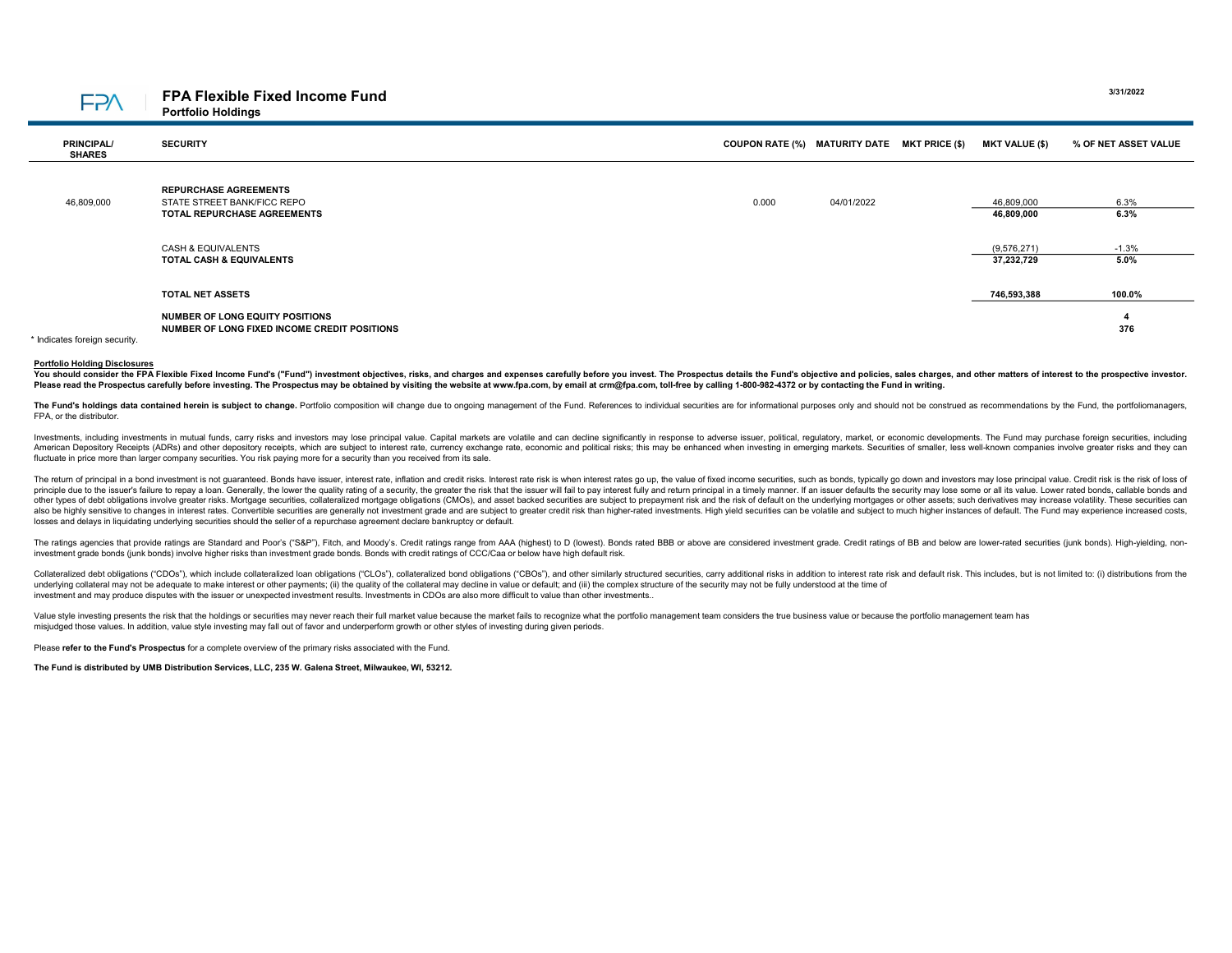# FPA Flexible Fixed Income Fund

**Portfolio Holdings**

3/31/2022

| PRINCIPAL/ SHARES | SECURITY | COUPON RATE (%) | MATURITY DATE | MKT PRICE ($) | MKT VALUE ($) | % OF NET ASSET VALUE |
|---|---|---|---|---|---|---|
| | **REPURCHASE AGREEMENTS** | | | | | |
| 46,809,000 | STATE STREET BANK/FICC REPO | 0.000 | 04/01/2022 | | 46,809,000 | 6.3% |
| | **TOTAL REPURCHASE AGREEMENTS** | | | | **46,809,000** | **6.3%** |
| | CASH & EQUIVALENTS | | | | (9,576,271) | -1.3% |
| | **TOTAL CASH & EQUIVALENTS** | | | | **37,232,729** | **5.0%** |
| | **TOTAL NET ASSETS** | | | | **746,593,388** | **100.0%** |
| | **NUMBER OF LONG EQUITY POSITIONS** | | | | | **4** |
| | **NUMBER OF LONG FIXED INCOME CREDIT POSITIONS** | | | | | **376** |

* Indicates foreign security.

**Portfolio Holding Disclosures**

**You should consider the FPA Flexible Fixed Income Fund's ("Fund") investment objectives, risks, and charges and expenses carefully before you invest. The Prospectus details the Fund's objective and policies, sales charges, and other matters of interest to the prospective investor. Please read the Prospectus carefully before investing. The Prospectus may be obtained by visiting the website at www.fpa.com, by email at crm@fpa.com, toll-free by calling 1-800-982-4372 or by contacting the Fund in writing.**

**The Fund's holdings data contained herein is subject to change.** Portfolio composition will change due to ongoing management of the Fund. References to individual securities are for informational purposes only and should not be construed as recommendations by the Fund, the portfoliomanagers, FPA, or the distributor.

Investments, including investments in mutual funds, carry risks and investors may lose principal value. Capital markets are volatile and can decline significantly in response to adverse issuer, political, regulatory, market, or economic developments. The Fund may purchase foreign securities, including American Depository Receipts (ADRs) and other depository receipts, which are subject to interest rate, currency exchange rate, economic and political risks; this may be enhanced when investing in emerging markets. Securities of smaller, less well-known companies involve greater risks and they can fluctuate in price more than larger company securities. You risk paying more for a security than you received from its sale.

The return of principal in a bond investment is not guaranteed. Bonds have issuer, interest rate, inflation and credit risks. Interest rate risk is when interest rates go up, the value of fixed income securities, such as bonds, typically go down and investors may lose principal value. Credit risk is the risk of loss of principle due to the issuer's failure to repay a loan. Generally, the lower the quality rating of a security, the greater the risk that the issuer will fail to pay interest fully and return principal in a timely manner. If an issuer defaults the security may lose some or all its value. Lower rated bonds, callable bonds and other types of debt obligations involve greater risks. Mortgage securities, collateralized mortgage obligations (CMOs), and asset backed securities are subject to prepayment risk and the risk of default on the underlying mortgages or other assets; such derivatives may increase volatility. These securities can also be highly sensitive to changes in interest rates. Convertible securities are generally not investment grade and are subject to greater credit risk than higher-rated investments. High yield securities can be volatile and subject to much higher instances of default. The Fund may experience increased costs, losses and delays in liquidating underlying securities should the seller of a repurchase agreement declare bankruptcy or default.

The ratings agencies that provide ratings are Standard and Poor's ("S&P"), Fitch, and Moody's. Credit ratings range from AAA (highest) to D (lowest). Bonds rated BBB or above are considered investment grade. Credit ratings of BB and below are lower-rated securities (junk bonds). High-yielding, non-investment grade bonds (junk bonds) involve higher risks than investment grade bonds. Bonds with credit ratings of CCC/Caa or below have high default risk.

Collateralized debt obligations ("CDOs"), which include collateralized loan obligations ("CLOs"), collateralized bond obligations ("CBOs"), and other similarly structured securities, carry additional risks in addition to interest rate risk and default risk. This includes, but is not limited to: (i) distributions from the underlying collateral may not be adequate to make interest or other payments; (ii) the quality of the collateral may decline in value or default; and (iii) the complex structure of the security may not be fully understood at the time of investment and may produce disputes with the issuer or unexpected investment results. Investments in CDOs are also more difficult to value than other investments..

Value style investing presents the risk that the holdings or securities may never reach their full market value because the market fails to recognize what the portfolio management team considers the true business value or because the portfolio management team has misjudged those values. In addition, value style investing may fall out of favor and underperform growth or other styles of investing during given periods.

Please **refer to the Fund's Prospectus** for a complete overview of the primary risks associated with the Fund.

**The Fund is distributed by UMB Distribution Services, LLC, 235 W. Galena Street, Milwaukee, WI, 53212.**